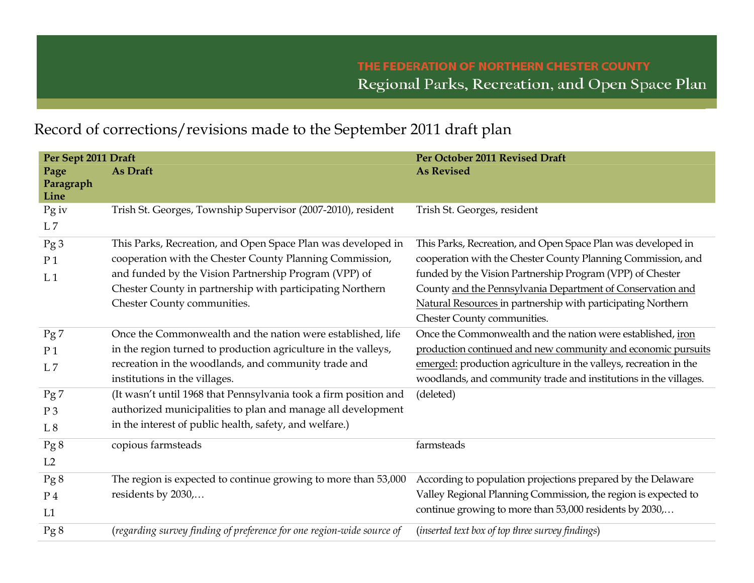THE FEDERATION OF NORTHERN CHESTER COUNTY

Regional Parks, Recreation, and Open Space Plan

# Record of corrections/revisions made to the September 2011 draft plan

| Per Sept 2011 Draft | | Per October 2011 Revised Draft |
|---|---|---|
| **Page Paragraph Line** | **As Draft** | **As Revised** |
| Pg iv L 7 | Trish St. Georges, Township Supervisor (2007-2010), resident | Trish St. Georges, resident |
| Pg 3 P 1 L 1 | This Parks, Recreation, and Open Space Plan was developed in cooperation with the Chester County Planning Commission, and funded by the Vision Partnership Program (VPP) of Chester County in partnership with participating Northern Chester County communities. | This Parks, Recreation, and Open Space Plan was developed in cooperation with the Chester County Planning Commission, and funded by the Vision Partnership Program (VPP) of Chester County <u>and the Pennsylvania Department of Conservation and Natural Resources</u> in partnership with participating Northern Chester County communities. |
| Pg 7 P 1 L 7 | Once the Commonwealth and the nation were established, life in the region turned to production agriculture in the valleys, recreation in the woodlands, and community trade and institutions in the villages. | Once the Commonwealth and the nation were established, <u>iron production continued and new community and economic pursuits emerged:</u> production agriculture in the valleys, recreation in the woodlands, and community trade and institutions in the villages. |
| Pg 7 P 3 L 8 | (It wasn't until 1968 that Pennsylvania took a firm position and authorized municipalities to plan and manage all development in the interest of public health, safety, and welfare.) | (deleted) |
| Pg 8 L2 | copious farmsteads | farmsteads |
| Pg 8 P 4 L1 | The region is expected to continue growing to more than 53,000 residents by 2030,… | According to population projections prepared by the Delaware Valley Regional Planning Commission, the region is expected to continue growing to more than 53,000 residents by 2030,… |
| Pg 8 | (*regarding survey finding of preference for one region-wide source of* | (*inserted text box of top three survey findings*) |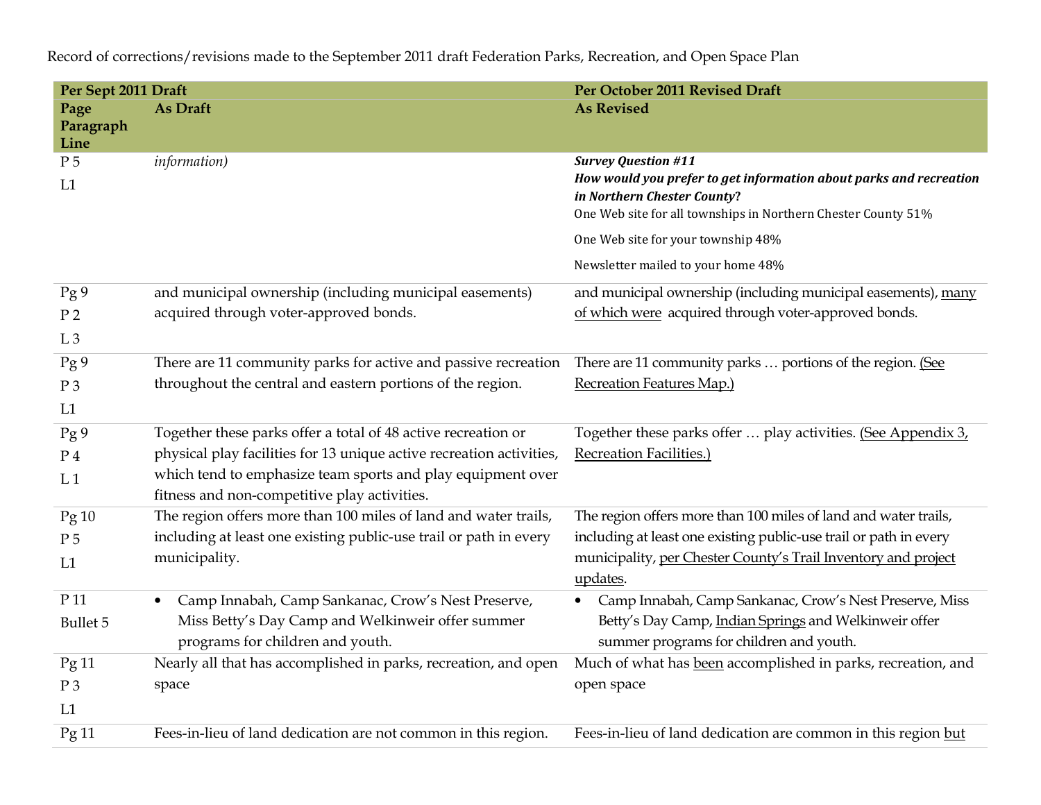Record of corrections/revisions made to the September 2011 draft Federation Parks, Recreation, and Open Space Plan

| **Per Sept 2011 Draft** | | **Per October 2011 Revised Draft** |
|---|---|---|
| **Page Paragraph Line** | **As Draft** | **As Revised** |
| P 5<br>L1 | *information)* | ***Survey Question #11***<br>***How would you prefer to get information about parks and recreation in Northern Chester County?***<br>One Web site for all townships in Northern Chester County 51%<br>One Web site for your township 48%<br>Newsletter mailed to your home 48% |
| Pg 9<br>P 2<br>L 3 | and municipal ownership (including municipal easements) acquired through voter-approved bonds. | and municipal ownership (including municipal easements), <u>many of which were</u> acquired through voter-approved bonds. |
| Pg 9<br>P 3<br>L1 | There are 11 community parks for active and passive recreation throughout the central and eastern portions of the region. | There are 11 community parks … portions of the region. <u>(See Recreation Features Map.)</u> |
| Pg 9<br>P 4<br>L 1 | Together these parks offer a total of 48 active recreation or physical play facilities for 13 unique active recreation activities, which tend to emphasize team sports and play equipment over fitness and non-competitive play activities. | Together these parks offer … play activities. <u>(See Appendix 3, Recreation Facilities.)</u> |
| Pg 10<br>P 5<br>L1 | The region offers more than 100 miles of land and water trails, including at least one existing public-use trail or path in every municipality. | The region offers more than 100 miles of land and water trails, including at least one existing public-use trail or path in every municipality, <u>per Chester County's Trail Inventory and project updates</u>. |
| P 11<br>Bullet 5 | • Camp Innabah, Camp Sankanac, Crow's Nest Preserve, Miss Betty's Day Camp and Welkinweir offer summer programs for children and youth. | • Camp Innabah, Camp Sankanac, Crow's Nest Preserve, Miss Betty's Day Camp, <u>Indian Springs</u> and Welkinweir offer summer programs for children and youth. |
| Pg 11<br>P 3<br>L1 | Nearly all that has accomplished in parks, recreation, and open space | Much of what has <u>been</u> accomplished in parks, recreation, and open space |
| Pg 11 | Fees-in-lieu of land dedication are not common in this region. | Fees-in-lieu of land dedication are common in this region <u>but</u> |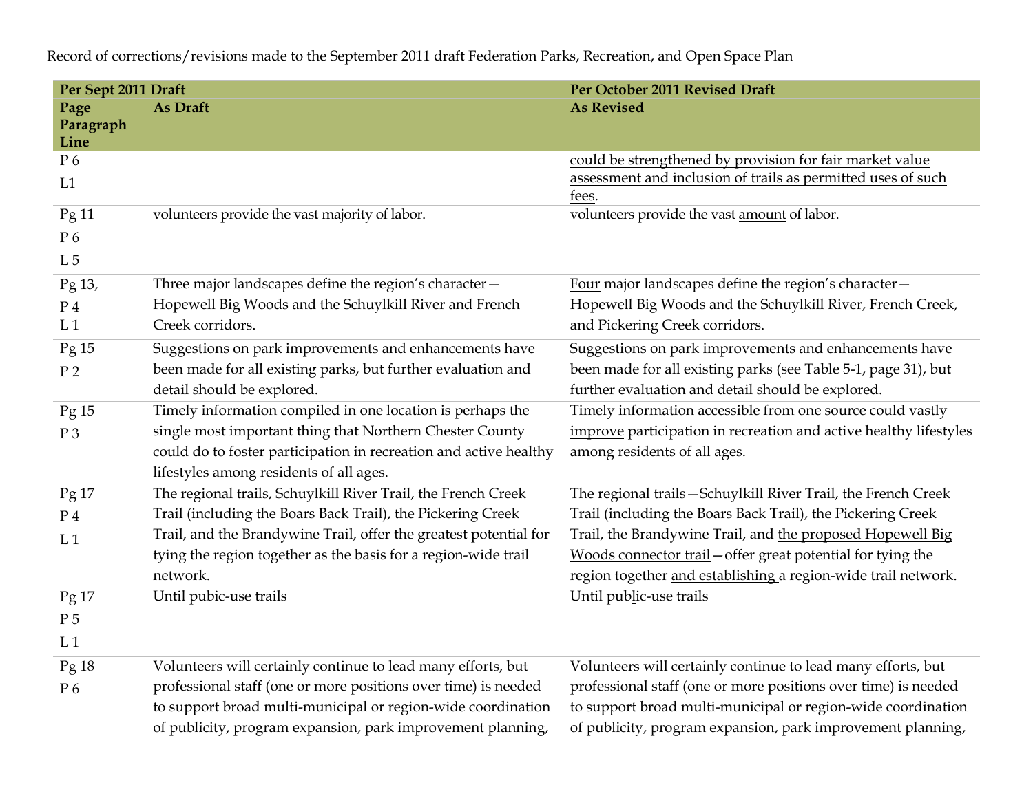Record of corrections/revisions made to the September 2011 draft Federation Parks, Recreation, and Open Space Plan

| Per Sept 2011 Draft | | Per October 2011 Revised Draft |
|---|---|---|
| Page Paragraph Line | As Draft | As Revised |
| P 6 L1 | | could be strengthened by provision for fair market value assessment and inclusion of trails as permitted uses of such fees. |
| Pg 11 P 6 L 5 | volunteers provide the vast majority of labor. | volunteers provide the vast amount of labor. |
| Pg 13, P 4 L 1 | Three major landscapes define the region's character—Hopewell Big Woods and the Schuylkill River and French Creek corridors. | Four major landscapes define the region's character—Hopewell Big Woods and the Schuylkill River, French Creek, and Pickering Creek corridors. |
| Pg 15 P 2 | Suggestions on park improvements and enhancements have been made for all existing parks, but further evaluation and detail should be explored. | Suggestions on park improvements and enhancements have been made for all existing parks (see Table 5-1, page 31), but further evaluation and detail should be explored. |
| Pg 15 P 3 | Timely information compiled in one location is perhaps the single most important thing that Northern Chester County could do to foster participation in recreation and active healthy lifestyles among residents of all ages. | Timely information accessible from one source could vastly improve participation in recreation and active healthy lifestyles among residents of all ages. |
| Pg 17 P 4 L 1 | The regional trails, Schuylkill River Trail, the French Creek Trail (including the Boars Back Trail), the Pickering Creek Trail, and the Brandywine Trail, offer the greatest potential for tying the region together as the basis for a region-wide trail network. | The regional trails—Schuylkill River Trail, the French Creek Trail (including the Boars Back Trail), the Pickering Creek Trail, the Brandywine Trail, and the proposed Hopewell Big Woods connector trail—offer great potential for tying the region together and establishing a region-wide trail network. |
| Pg 17 P 5 L 1 | Until pubic-use trails | Until public-use trails |
| Pg 18 P 6 | Volunteers will certainly continue to lead many efforts, but professional staff (one or more positions over time) is needed to support broad multi-municipal or region-wide coordination of publicity, program expansion, park improvement planning, | Volunteers will certainly continue to lead many efforts, but professional staff (one or more positions over time) is needed to support broad multi-municipal or region-wide coordination of publicity, program expansion, park improvement planning, |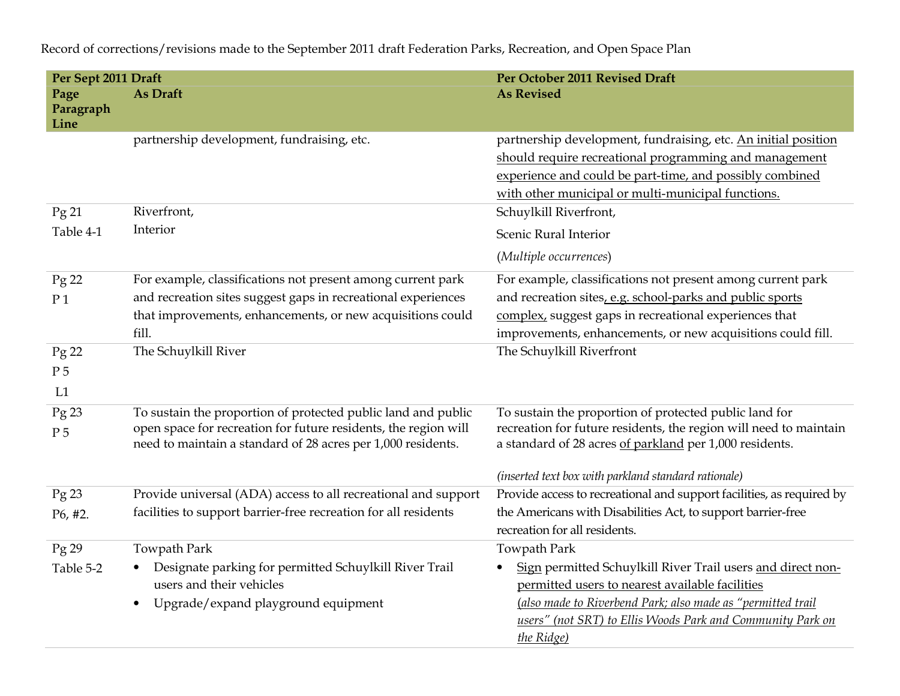Record of corrections/revisions made to the September 2011 draft Federation Parks, Recreation, and Open Space Plan

| Per Sept 2011 Draft | | Per October 2011 Revised Draft |
|---|---|---|
| **Page Paragraph Line** | **As Draft** | **As Revised** |
| | partnership development, fundraising, etc. | partnership development, fundraising, etc. <u>An initial position should require recreational programming and management experience and could be part-time, and possibly combined with other municipal or multi-municipal functions.</u> |
| Pg 21 Table 4-1 | Riverfront, Interior | Schuylkill Riverfront, Scenic Rural Interior (*Multiple occurrences*) |
| Pg 22 P 1 | For example, classifications not present among current park and recreation sites suggest gaps in recreational experiences that improvements, enhancements, or new acquisitions could fill. | For example, classifications not present among current park and recreation sites<u>, e.g. school-parks and public sports complex,</u> suggest gaps in recreational experiences that improvements, enhancements, or new acquisitions could fill. |
| Pg 22 P 5 L1 | The Schuylkill River | The Schuylkill Riverfront |
| Pg 23 P 5 | To sustain the proportion of protected public land and public open space for recreation for future residents, the region will need to maintain a standard of 28 acres per 1,000 residents. | To sustain the proportion of protected public land for recreation for future residents, the region will need to maintain a standard of 28 acres <u>of parkland</u> per 1,000 residents. *(inserted text box with parkland standard rationale)* |
| Pg 23 P6, #2. | Provide universal (ADA) access to all recreational and support facilities to support barrier-free recreation for all residents | Provide access to recreational and support facilities, as required by the Americans with Disabilities Act, to support barrier-free recreation for all residents. |
| Pg 29 Table 5-2 | Towpath Park<br>• Designate parking for permitted Schuylkill River Trail users and their vehicles<br>• Upgrade/expand playground equipment | Towpath Park<br>• <u>Sign</u> permitted Schuylkill River Trail users <u>and direct non-permitted users to nearest available facilities</u> <u>*(also made to Riverbend Park; also made as "permitted trail users" (not SRT) to Ellis Woods Park and Community Park on the Ridge)*</u> |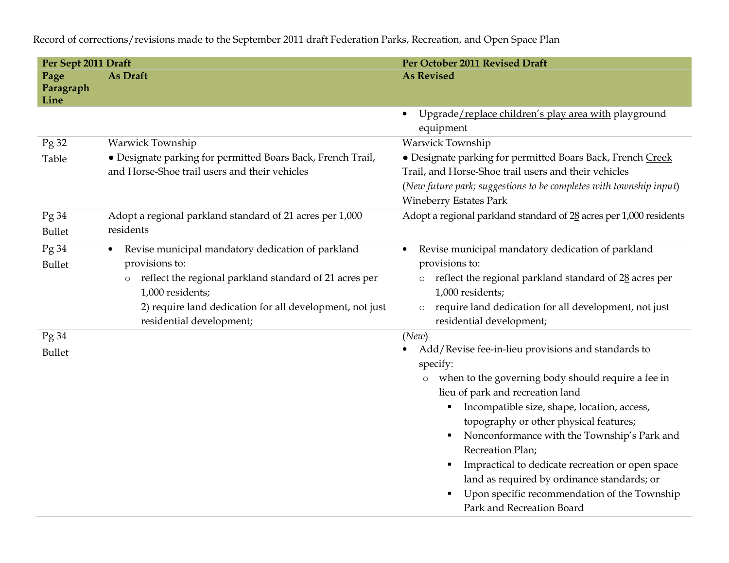Record of corrections/revisions made to the September 2011 draft Federation Parks, Recreation, and Open Space Plan

| Per Sept 2011 Draft | | Per October 2011 Revised Draft |
|---|---|---|
| **Page Paragraph Line** | **As Draft** | **As Revised** |
| | | • Upgrade/replace children's play area with playground equipment |
| Pg 32 Table | Warwick Township<br>● Designate parking for permitted Boars Back, French Trail, and Horse-Shoe trail users and their vehicles | Warwick Township<br>● Designate parking for permitted Boars Back, French Creek Trail, and Horse-Shoe trail users and their vehicles<br>(*New future park; suggestions to be completes with township input*)<br>Wineberry Estates Park |
| Pg 34 Bullet | Adopt a regional parkland standard of 21 acres per 1,000 residents | Adopt a regional parkland standard of 28 acres per 1,000 residents |
| Pg 34 Bullet | • Revise municipal mandatory dedication of parkland provisions to:<br>○ reflect the regional parkland standard of 21 acres per 1,000 residents;<br>2) require land dedication for all development, not just residential development; | • Revise municipal mandatory dedication of parkland provisions to:<br>○ reflect the regional parkland standard of 28 acres per 1,000 residents;<br>○ require land dedication for all development, not just residential development; |
| Pg 34 Bullet | | (*New*)<br>• Add/Revise fee-in-lieu provisions and standards to specify:<br>○ when to the governing body should require a fee in lieu of park and recreation land<br>▪ Incompatible size, shape, location, access, topography or other physical features;<br>▪ Nonconformance with the Township's Park and Recreation Plan;<br>▪ Impractical to dedicate recreation or open space land as required by ordinance standards; or<br>▪ Upon specific recommendation of the Township Park and Recreation Board |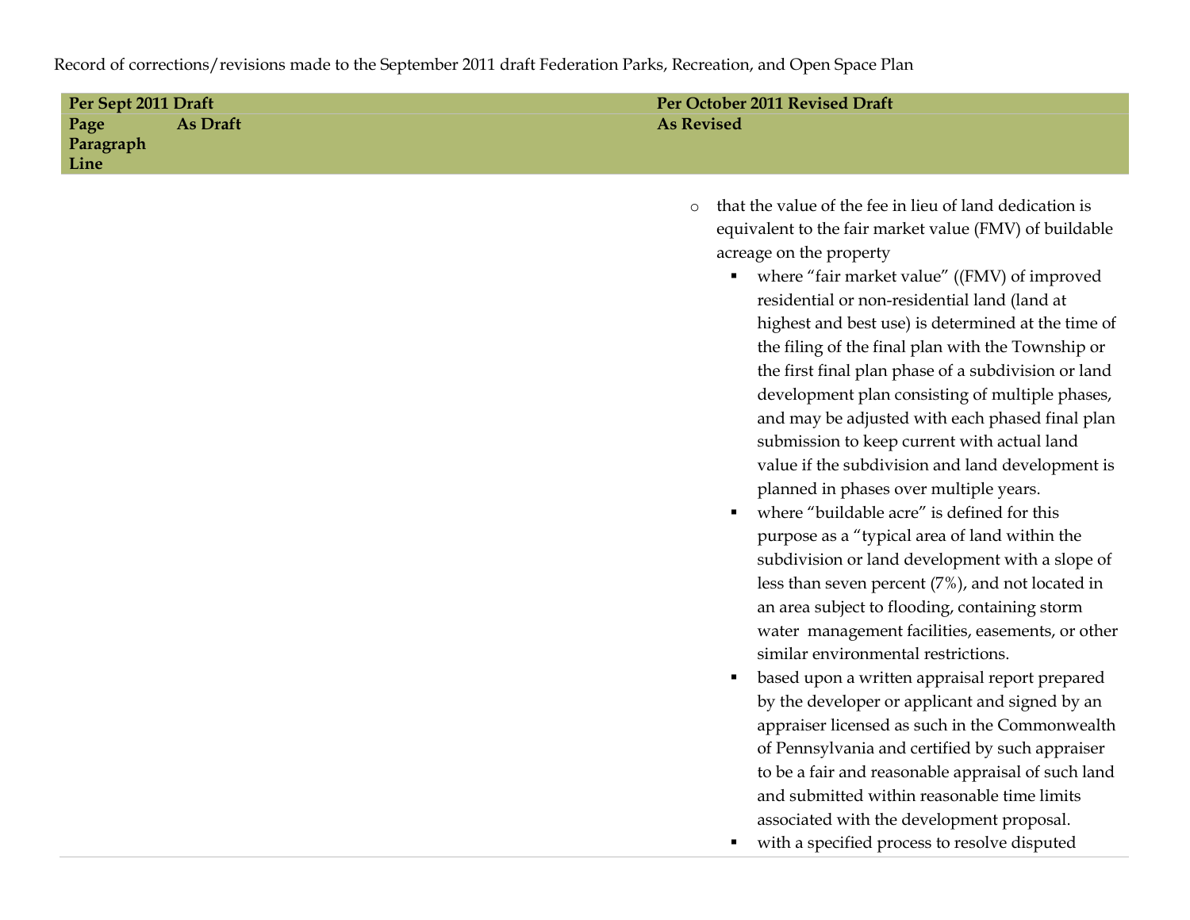Record of corrections/revisions made to the September 2011 draft Federation Parks, Recreation, and Open Space Plan

| Per Sept 2011 Draft | | Per October 2011 Revised Draft |
|---|---|---|
| Page<br>Paragraph<br>Line | As Draft | As Revised |
| | | ○ that the value of the fee in lieu of land dedication is equivalent to the fair market value (FMV) of buildable acreage on the property<br>▪ where "fair market value" ((FMV) of improved residential or non-residential land (land at highest and best use) is determined at the time of the filing of the final plan with the Township or the first final plan phase of a subdivision or land development plan consisting of multiple phases, and may be adjusted with each phased final plan submission to keep current with actual land value if the subdivision and land development is planned in phases over multiple years.<br>▪ where "buildable acre" is defined for this purpose as a "typical area of land within the subdivision or land development with a slope of less than seven percent (7%), and not located in an area subject to flooding, containing storm water management facilities, easements, or other similar environmental restrictions.<br>▪ based upon a written appraisal report prepared by the developer or applicant and signed by an appraiser licensed as such in the Commonwealth of Pennsylvania and certified by such appraiser to be a fair and reasonable appraisal of such land and submitted within reasonable time limits associated with the development proposal.<br>▪ with a specified process to resolve disputed |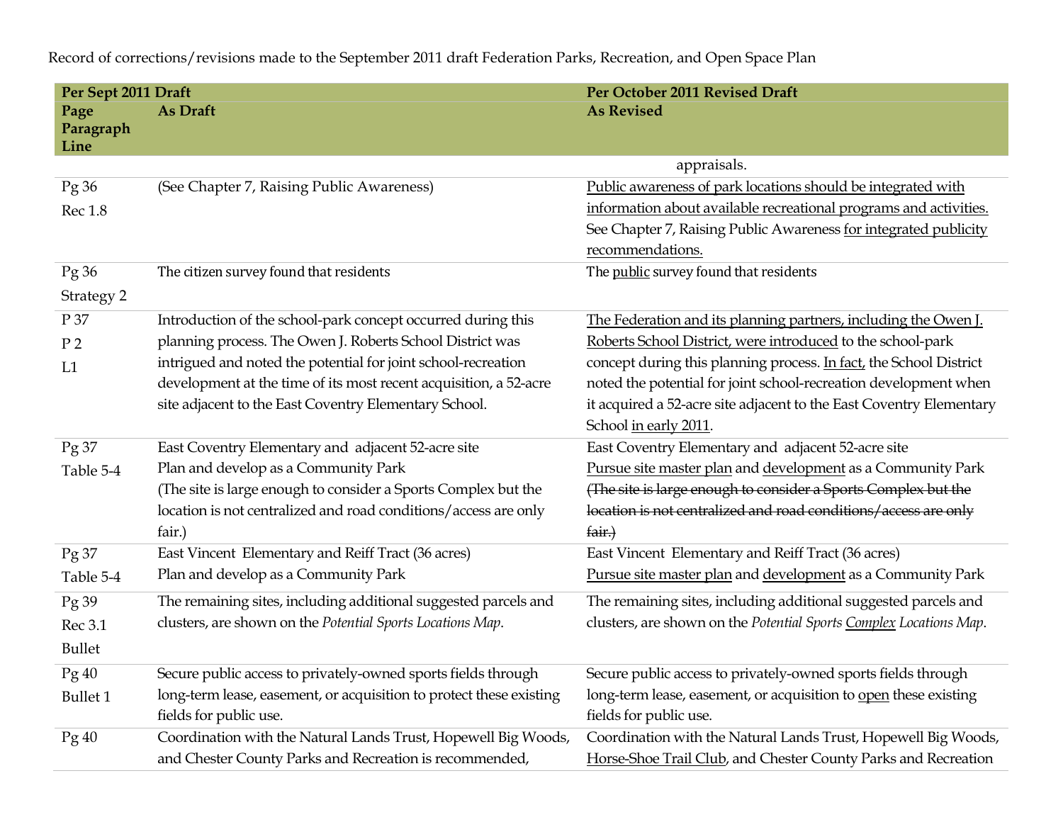Record of corrections/revisions made to the September 2011 draft Federation Parks, Recreation, and Open Space Plan

| Per Sept 2011 Draft | | Per October 2011 Revised Draft |
|---|---|---|
| Page Paragraph Line | As Draft | As Revised |
| | | appraisals. |
| Pg 36 Rec 1.8 | (See Chapter 7, Raising Public Awareness) | <u>Public awareness of park locations should be integrated with information about available recreational programs and activities.</u> See Chapter 7, Raising Public Awareness <u>for integrated publicity recommendations.</u> |
| Pg 36 Strategy 2 | The citizen survey found that residents | The <u>public</u> survey found that residents |
| P 37 P 2 L1 | Introduction of the school-park concept occurred during this planning process. The Owen J. Roberts School District was intrigued and noted the potential for joint school-recreation development at the time of its most recent acquisition, a 52-acre site adjacent to the East Coventry Elementary School. | <u>The Federation and its planning partners, including the Owen J. Roberts School District, were introduced</u> to the school-park concept during this planning process. <u>In fact,</u> the School District noted the potential for joint school-recreation development when it acquired a 52-acre site adjacent to the East Coventry Elementary School <u>in early 2011</u>. |
| Pg 37 Table 5-4 | East Coventry Elementary and adjacent 52-acre site<br>Plan and develop as a Community Park<br>(The site is large enough to consider a Sports Complex but the location is not centralized and road conditions/access are only fair.) | East Coventry Elementary and adjacent 52-acre site<br><u>Pursue site master plan</u> and <u>development</u> as a Community Park<br>~~(The site is large enough to consider a Sports Complex but the location is not centralized and road conditions/access are only fair.)~~ |
| Pg 37 Table 5-4 | East Vincent Elementary and Reiff Tract (36 acres)<br>Plan and develop as a Community Park | East Vincent Elementary and Reiff Tract (36 acres)<br><u>Pursue site master plan</u> and <u>development</u> as a Community Park |
| Pg 39 Rec 3.1 Bullet | The remaining sites, including additional suggested parcels and clusters, are shown on the *Potential Sports Locations Map*. | The remaining sites, including additional suggested parcels and clusters, are shown on the *Potential Sports <u>Complex</u> Locations Map*. |
| Pg 40 Bullet 1 | Secure public access to privately-owned sports fields through long-term lease, easement, or acquisition to protect these existing fields for public use. | Secure public access to privately-owned sports fields through long-term lease, easement, or acquisition to <u>open</u> these existing fields for public use. |
| Pg 40 | Coordination with the Natural Lands Trust, Hopewell Big Woods, and Chester County Parks and Recreation is recommended, | Coordination with the Natural Lands Trust, Hopewell Big Woods, <u>Horse-Shoe Trail Club</u>, and Chester County Parks and Recreation |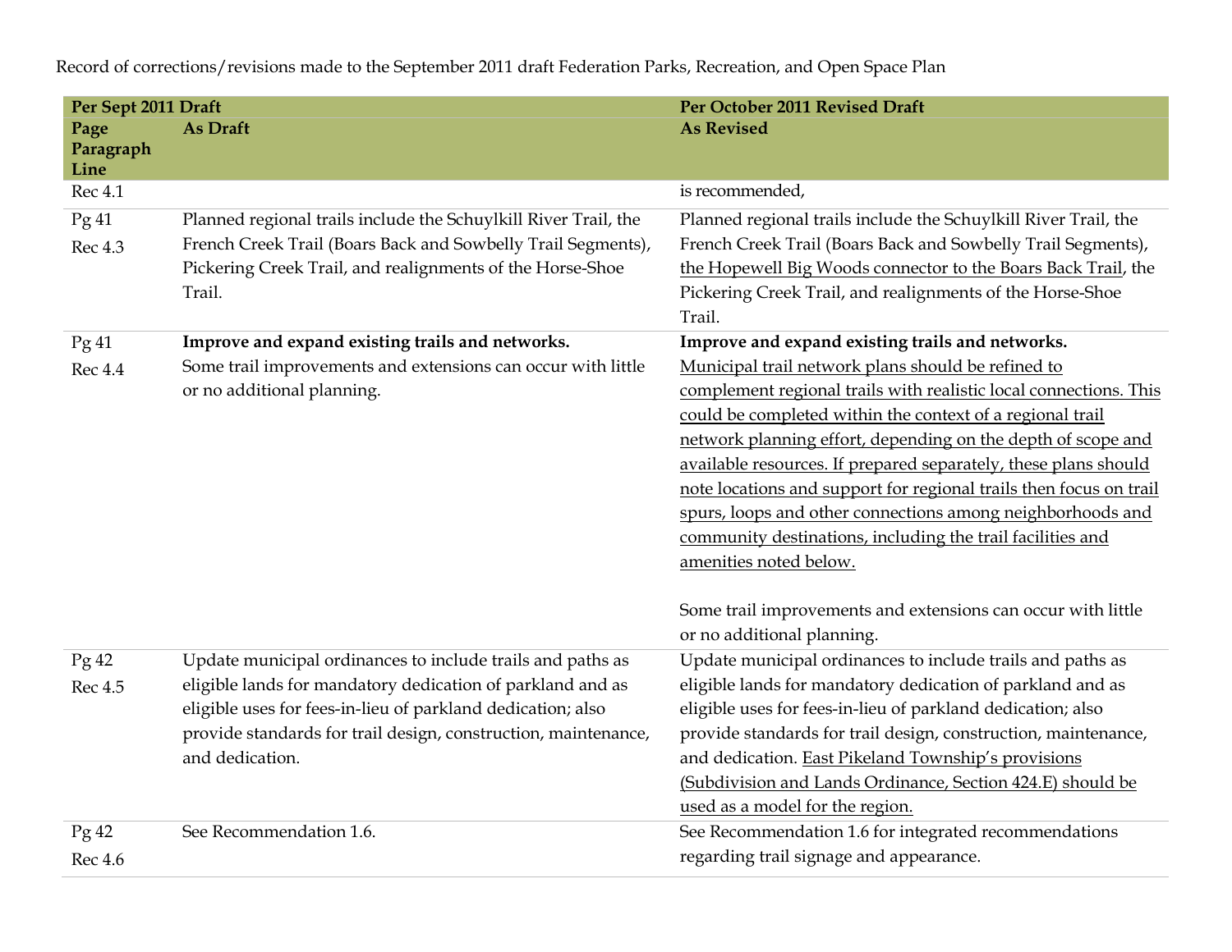Record of corrections/revisions made to the September 2011 draft Federation Parks, Recreation, and Open Space Plan

| Per Sept 2011 Draft | | Per October 2011 Revised Draft |
|---|---|---|
| Page Paragraph Line | As Draft | As Revised |
| Rec 4.1 | | is recommended, |
| Pg 41 Rec 4.3 | Planned regional trails include the Schuylkill River Trail, the French Creek Trail (Boars Back and Sowbelly Trail Segments), Pickering Creek Trail, and realignments of the Horse-Shoe Trail. | Planned regional trails include the Schuylkill River Trail, the French Creek Trail (Boars Back and Sowbelly Trail Segments), <u>the Hopewell Big Woods connector to the Boars Back Trail</u>, the Pickering Creek Trail, and realignments of the Horse-Shoe Trail. |
| Pg 41 Rec 4.4 | **Improve and expand existing trails and networks.** Some trail improvements and extensions can occur with little or no additional planning. | **Improve and expand existing trails and networks.** <u>Municipal trail network plans should be refined to complement regional trails with realistic local connections. This could be completed within the context of a regional trail network planning effort, depending on the depth of scope and available resources. If prepared separately, these plans should note locations and support for regional trails then focus on trail spurs, loops and other connections among neighborhoods and community destinations, including the trail facilities and amenities noted below.</u><br><br>Some trail improvements and extensions can occur with little or no additional planning. |
| Pg 42 Rec 4.5 | Update municipal ordinances to include trails and paths as eligible lands for mandatory dedication of parkland and as eligible uses for fees-in-lieu of parkland dedication; also provide standards for trail design, construction, maintenance, and dedication. | Update municipal ordinances to include trails and paths as eligible lands for mandatory dedication of parkland and as eligible uses for fees-in-lieu of parkland dedication; also provide standards for trail design, construction, maintenance, and dedication. <u>East Pikeland Township's provisions (Subdivision and Lands Ordinance, Section 424.E) should be used as a model for the region.</u> |
| Pg 42 Rec 4.6 | See Recommendation 1.6. | See Recommendation 1.6 for integrated recommendations regarding trail signage and appearance. |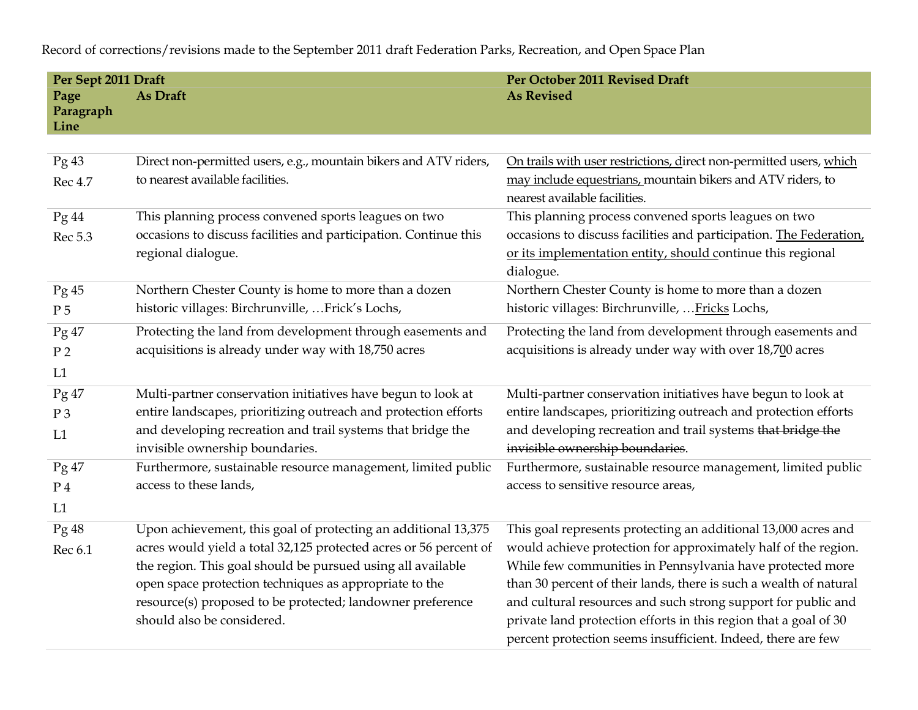Record of corrections/revisions made to the September 2011 draft Federation Parks, Recreation, and Open Space Plan

| Per Sept 2011 Draft | | Per October 2011 Revised Draft |
|---|---|---|
| Page Paragraph Line | As Draft | As Revised |
| Pg 43 Rec 4.7 | Direct non-permitted users, e.g., mountain bikers and ATV riders, to nearest available facilities. | On trails with user restrictions, direct non-permitted users, which may include equestrians, mountain bikers and ATV riders, to nearest available facilities. |
| Pg 44 Rec 5.3 | This planning process convened sports leagues on two occasions to discuss facilities and participation. Continue this regional dialogue. | This planning process convened sports leagues on two occasions to discuss facilities and participation. The Federation, or its implementation entity, should continue this regional dialogue. |
| Pg 45 P 5 | Northern Chester County is home to more than a dozen historic villages: Birchrunville, …Frick's Lochs, | Northern Chester County is home to more than a dozen historic villages: Birchrunville, …Fricks Lochs, |
| Pg 47 P 2 L1 | Protecting the land from development through easements and acquisitions is already under way with 18,750 acres | Protecting the land from development through easements and acquisitions is already under way with over 18,700 acres |
| Pg 47 P 3 L1 | Multi-partner conservation initiatives have begun to look at entire landscapes, prioritizing outreach and protection efforts and developing recreation and trail systems that bridge the invisible ownership boundaries. | Multi-partner conservation initiatives have begun to look at entire landscapes, prioritizing outreach and protection efforts and developing recreation and trail systems ~~that bridge the invisible ownership boundaries~~. |
| Pg 47 P 4 L1 | Furthermore, sustainable resource management, limited public access to these lands, | Furthermore, sustainable resource management, limited public access to sensitive resource areas, |
| Pg 48 Rec 6.1 | Upon achievement, this goal of protecting an additional 13,375 acres would yield a total 32,125 protected acres or 56 percent of the region. This goal should be pursued using all available open space protection techniques as appropriate to the resource(s) proposed to be protected; landowner preference should also be considered. | This goal represents protecting an additional 13,000 acres and would achieve protection for approximately half of the region. While few communities in Pennsylvania have protected more than 30 percent of their lands, there is such a wealth of natural and cultural resources and such strong support for public and private land protection efforts in this region that a goal of 30 percent protection seems insufficient. Indeed, there are few |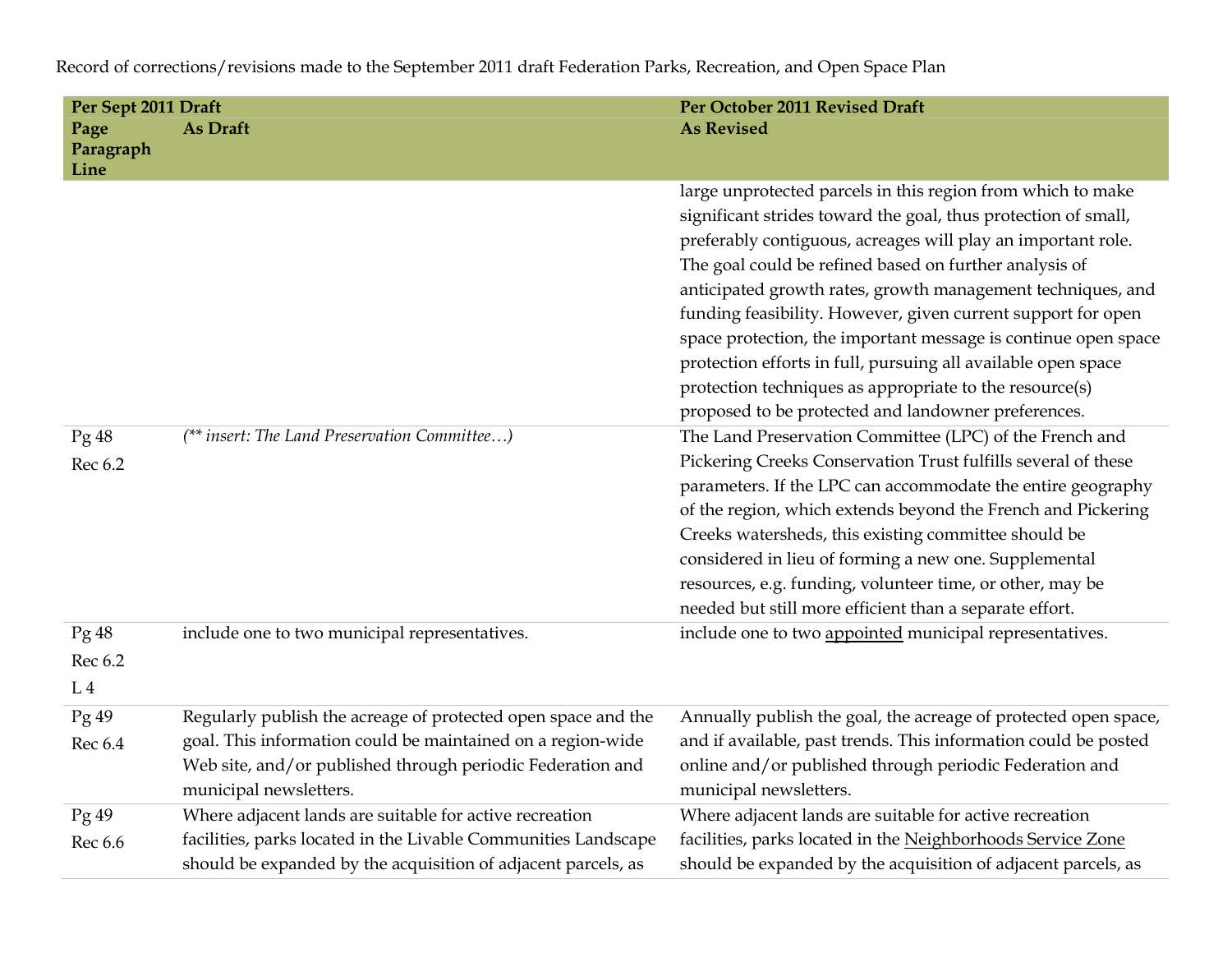Record of corrections/revisions made to the September 2011 draft Federation Parks, Recreation, and Open Space Plan

| Per Sept 2011 Draft | | Per October 2011 Revised Draft |
|---|---|---|
| Page Paragraph Line | As Draft | As Revised |
| | | large unprotected parcels in this region from which to make significant strides toward the goal, thus protection of small, preferably contiguous, acreages will play an important role. The goal could be refined based on further analysis of anticipated growth rates, growth management techniques, and funding feasibility. However, given current support for open space protection, the important message is continue open space protection efforts in full, pursuing all available open space protection techniques as appropriate to the resource(s) proposed to be protected and landowner preferences. |
| Pg 48<br>Rec 6.2 | *(\*\* insert: The Land Preservation Committee…)* | The Land Preservation Committee (LPC) of the French and Pickering Creeks Conservation Trust fulfills several of these parameters. If the LPC can accommodate the entire geography of the region, which extends beyond the French and Pickering Creeks watersheds, this existing committee should be considered in lieu of forming a new one. Supplemental resources, e.g. funding, volunteer time, or other, may be needed but still more efficient than a separate effort. |
| Pg 48<br>Rec 6.2<br>L 4 | include one to two municipal representatives. | include one to two <u>appointed</u> municipal representatives. |
| Pg 49<br>Rec 6.4 | Regularly publish the acreage of protected open space and the goal. This information could be maintained on a region-wide Web site, and/or published through periodic Federation and municipal newsletters. | Annually publish the goal, the acreage of protected open space, and if available, past trends. This information could be posted online and/or published through periodic Federation and municipal newsletters. |
| Pg 49<br>Rec 6.6 | Where adjacent lands are suitable for active recreation facilities, parks located in the Livable Communities Landscape should be expanded by the acquisition of adjacent parcels, as | Where adjacent lands are suitable for active recreation facilities, parks located in the <u>Neighborhoods Service Zone</u> should be expanded by the acquisition of adjacent parcels, as |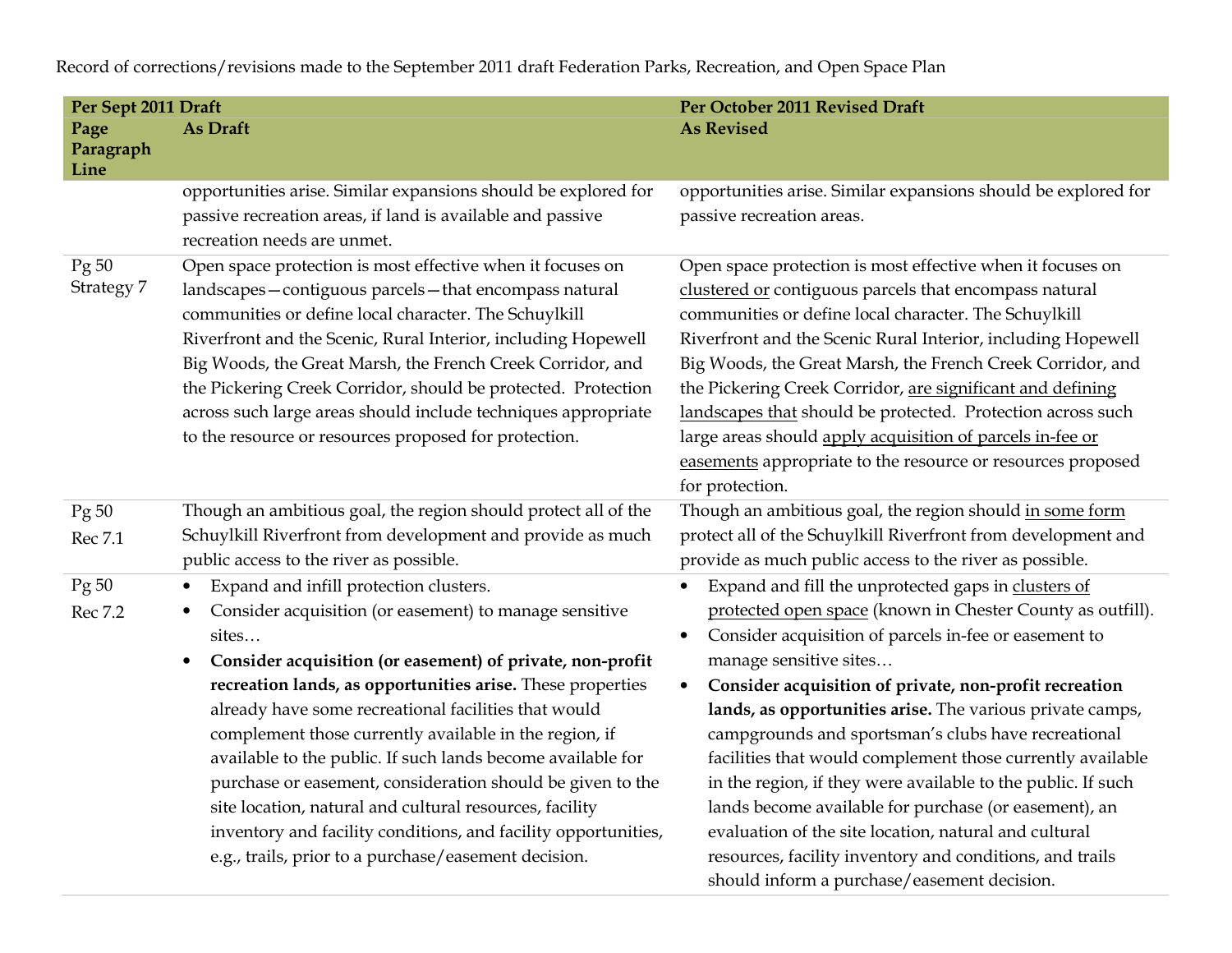Record of corrections/revisions made to the September 2011 draft Federation Parks, Recreation, and Open Space Plan

| Per Sept 2011 Draft | | Per October 2011 Revised Draft |
|---|---|---|
| **Page Paragraph Line** | **As Draft** | **As Revised** |
| | opportunities arise. Similar expansions should be explored for passive recreation areas, if land is available and passive recreation needs are unmet. | opportunities arise. Similar expansions should be explored for passive recreation areas. |
| Pg 50 Strategy 7 | Open space protection is most effective when it focuses on landscapes—contiguous parcels—that encompass natural communities or define local character. The Schuylkill Riverfront and the Scenic, Rural Interior, including Hopewell Big Woods, the Great Marsh, the French Creek Corridor, and the Pickering Creek Corridor, should be protected. Protection across such large areas should include techniques appropriate to the resource or resources proposed for protection. | Open space protection is most effective when it focuses on <u>clustered or</u> contiguous parcels that encompass natural communities or define local character. The Schuylkill Riverfront and the Scenic Rural Interior, including Hopewell Big Woods, the Great Marsh, the French Creek Corridor, and the Pickering Creek Corridor, <u>are significant and defining landscapes that</u> should be protected. Protection across such large areas should <u>apply acquisition of parcels in-fee or easements</u> appropriate to the resource or resources proposed for protection. |
| Pg 50 Rec 7.1 | Though an ambitious goal, the region should protect all of the Schuylkill Riverfront from development and provide as much public access to the river as possible. | Though an ambitious goal, the region should <u>in some form</u> protect all of the Schuylkill Riverfront from development and provide as much public access to the river as possible. |
| Pg 50 Rec 7.2 | • Expand and infill protection clusters.<br>• Consider acquisition (or easement) to manage sensitive sites…<br>• **Consider acquisition (or easement) of private, non-profit recreation lands, as opportunities arise.** These properties already have some recreational facilities that would complement those currently available in the region, if available to the public. If such lands become available for purchase or easement, consideration should be given to the site location, natural and cultural resources, facility inventory and facility conditions, and facility opportunities, e.g., trails, prior to a purchase/easement decision. | • Expand and fill the unprotected gaps in <u>clusters of protected open space</u> (known in Chester County as outfill).<br>• Consider acquisition of parcels in-fee or easement to manage sensitive sites…<br>• **Consider acquisition of private, non-profit recreation lands, as opportunities arise.** The various private camps, campgrounds and sportsman's clubs have recreational facilities that would complement those currently available in the region, if they were available to the public. If such lands become available for purchase (or easement), an evaluation of the site location, natural and cultural resources, facility inventory and conditions, and trails should inform a purchase/easement decision. |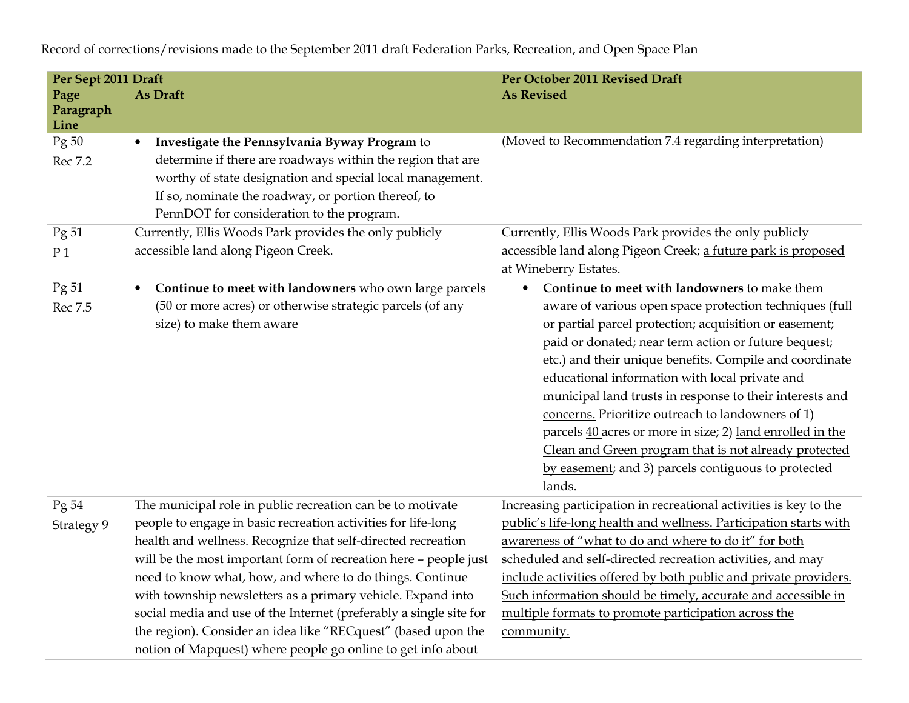Record of corrections/revisions made to the September 2011 draft Federation Parks, Recreation, and Open Space Plan

| Per Sept 2011 Draft | | Per October 2011 Revised Draft |
|---|---|---|
| **Page Paragraph Line** | **As Draft** | **As Revised** |
| Pg 50<br>Rec 7.2 | • **Investigate the Pennsylvania Byway Program** to determine if there are roadways within the region that are worthy of state designation and special local management. If so, nominate the roadway, or portion thereof, to PennDOT for consideration to the program. | (Moved to Recommendation 7.4 regarding interpretation) |
| Pg 51<br>P 1 | Currently, Ellis Woods Park provides the only publicly accessible land along Pigeon Creek. | Currently, Ellis Woods Park provides the only publicly accessible land along Pigeon Creek; <u>a future park is proposed at Wineberry Estates</u>. |
| Pg 51<br>Rec 7.5 | • **Continue to meet with landowners** who own large parcels (50 or more acres) or otherwise strategic parcels (of any size) to make them aware | • **Continue to meet with landowners** to make them aware of various open space protection techniques (full or partial parcel protection; acquisition or easement; paid or donated; near term action or future bequest; etc.) and their unique benefits. Compile and coordinate educational information with local private and municipal land trusts <u>in response to their interests and concerns.</u> Prioritize outreach to landowners of 1) parcels <u>40</u> acres or more in size; 2) <u>land enrolled in the Clean and Green program that is not already protected by easement</u>; and 3) parcels contiguous to protected lands. |
| Pg 54<br>Strategy 9 | The municipal role in public recreation can be to motivate people to engage in basic recreation activities for life-long health and wellness. Recognize that self-directed recreation will be the most important form of recreation here – people just need to know what, how, and where to do things. Continue with township newsletters as a primary vehicle. Expand into social media and use of the Internet (preferably a single site for the region). Consider an idea like "RECquest" (based upon the notion of Mapquest) where people go online to get info about | <u>Increasing participation in recreational activities is key to the public's life-long health and wellness. Participation starts with awareness of "what to do and where to do it" for both scheduled and self-directed recreation activities, and may include activities offered by both public and private providers. Such information should be timely, accurate and accessible in multiple formats to promote participation across the community.</u> |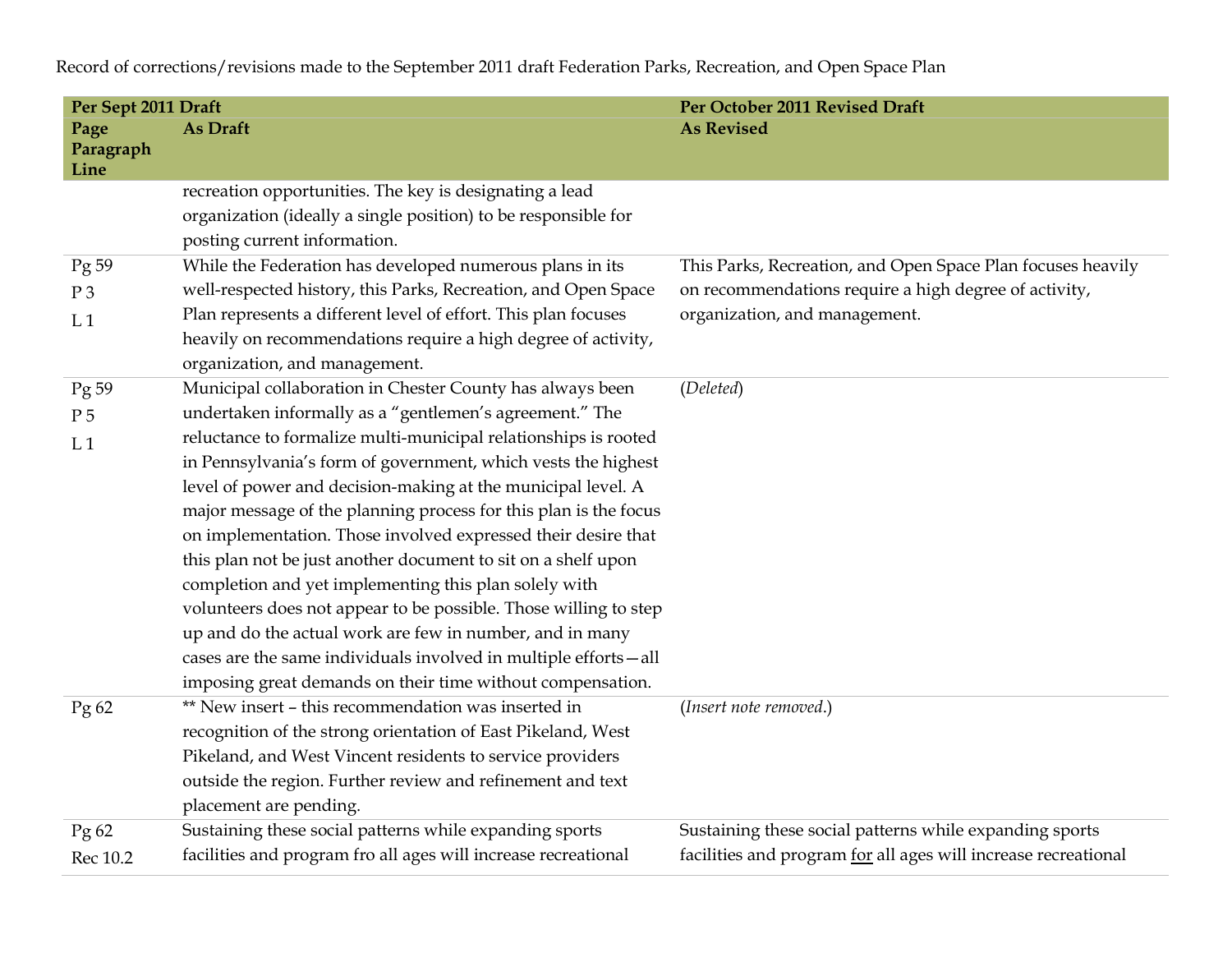Record of corrections/revisions made to the September 2011 draft Federation Parks, Recreation, and Open Space Plan

| Per Sept 2011 Draft | | Per October 2011 Revised Draft |
|---|---|---|
| Page Paragraph Line | As Draft | As Revised |
| | recreation opportunities. The key is designating a lead organization (ideally a single position) to be responsible for posting current information. | |
| Pg 59 P 3 L 1 | While the Federation has developed numerous plans in its well-respected history, this Parks, Recreation, and Open Space Plan represents a different level of effort. This plan focuses heavily on recommendations require a high degree of activity, organization, and management. | This Parks, Recreation, and Open Space Plan focuses heavily on recommendations require a high degree of activity, organization, and management. |
| Pg 59 P 5 L 1 | Municipal collaboration in Chester County has always been undertaken informally as a "gentlemen's agreement." The reluctance to formalize multi-municipal relationships is rooted in Pennsylvania's form of government, which vests the highest level of power and decision-making at the municipal level. A major message of the planning process for this plan is the focus on implementation. Those involved expressed their desire that this plan not be just another document to sit on a shelf upon completion and yet implementing this plan solely with volunteers does not appear to be possible. Those willing to step up and do the actual work are few in number, and in many cases are the same individuals involved in multiple efforts—all imposing great demands on their time without compensation. | (*Deleted*) |
| Pg 62 | ** New insert – this recommendation was inserted in recognition of the strong orientation of East Pikeland, West Pikeland, and West Vincent residents to service providers outside the region. Further review and refinement and text placement are pending. | (*Insert note removed*.) |
| Pg 62 Rec 10.2 | Sustaining these social patterns while expanding sports facilities and program fro all ages will increase recreational | Sustaining these social patterns while expanding sports facilities and program <u>for</u> all ages will increase recreational |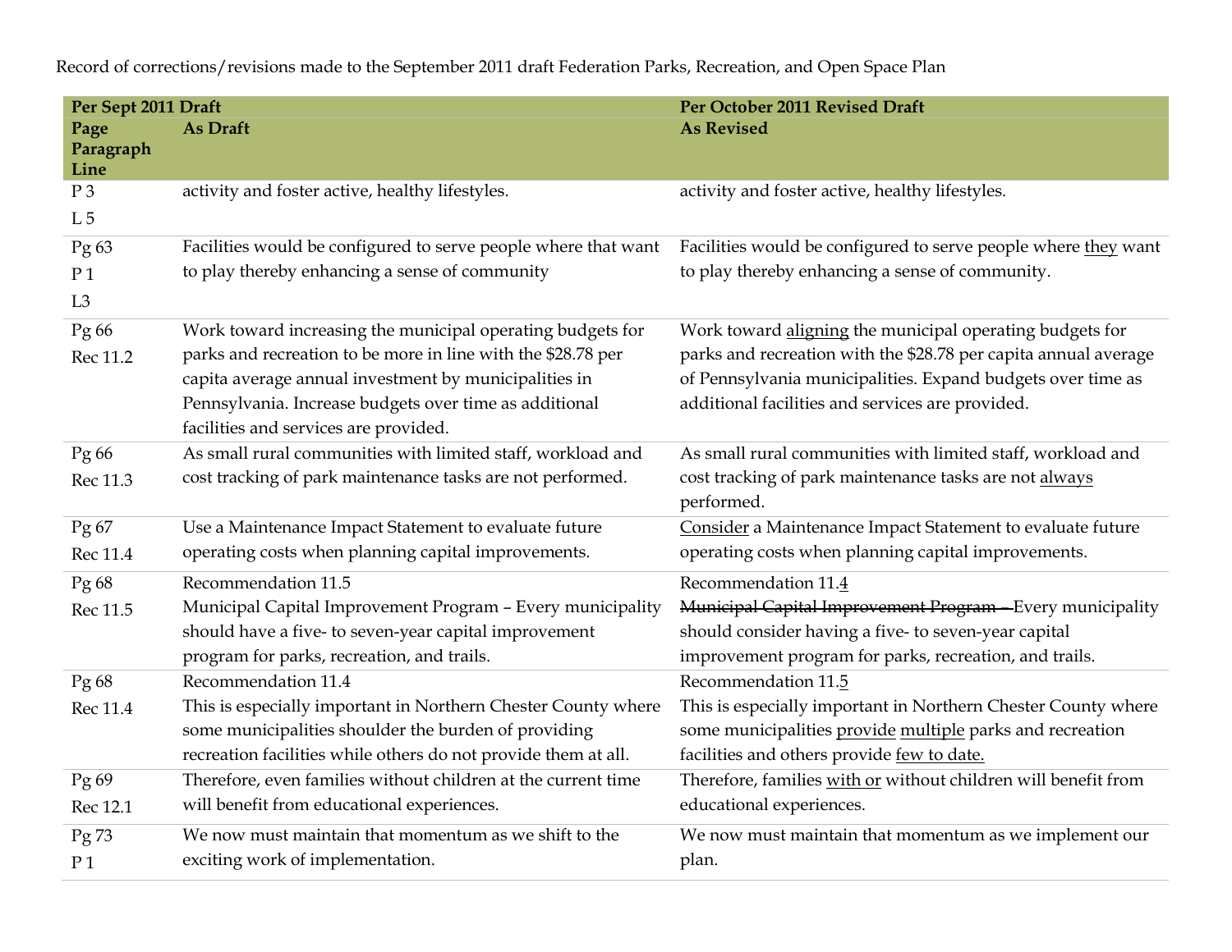Record of corrections/revisions made to the September 2011 draft Federation Parks, Recreation, and Open Space Plan

| **Per Sept 2011 Draft** | | **Per October 2011 Revised Draft** |
|---|---|---|
| **Page Paragraph Line** | **As Draft** | **As Revised** |
| P 3<br>L 5 | activity and foster active, healthy lifestyles. | activity and foster active, healthy lifestyles. |
| Pg 63<br>P 1<br>L3 | Facilities would be configured to serve people where that want to play thereby enhancing a sense of community | Facilities would be configured to serve people where <u>they</u> want to play thereby enhancing a sense of community. |
| Pg 66<br>Rec 11.2 | Work toward increasing the municipal operating budgets for parks and recreation to be more in line with the $28.78 per capita average annual investment by municipalities in Pennsylvania. Increase budgets over time as additional facilities and services are provided. | Work toward <u>aligning</u> the municipal operating budgets for parks and recreation with the $28.78 per capita annual average of Pennsylvania municipalities. Expand budgets over time as additional facilities and services are provided. |
| Pg 66<br>Rec 11.3 | As small rural communities with limited staff, workload and cost tracking of park maintenance tasks are not performed. | As small rural communities with limited staff, workload and cost tracking of park maintenance tasks are not <u>always</u> performed. |
| Pg 67<br>Rec 11.4 | Use a Maintenance Impact Statement to evaluate future operating costs when planning capital improvements. | <u>Consider</u> a Maintenance Impact Statement to evaluate future operating costs when planning capital improvements. |
| Pg 68<br>Rec 11.5 | Recommendation 11.5<br>Municipal Capital Improvement Program – Every municipality should have a five- to seven-year capital improvement program for parks, recreation, and trails. | Recommendation 11.<u>4</u><br>~~Municipal Capital Improvement Program –~~ Every municipality should consider having a five- to seven-year capital improvement program for parks, recreation, and trails. |
| Pg 68<br>Rec 11.4 | Recommendation 11.4<br>This is especially important in Northern Chester County where some municipalities shoulder the burden of providing recreation facilities while others do not provide them at all. | Recommendation 11.<u>5</u><br>This is especially important in Northern Chester County where some municipalities <u>provide</u> <u>multiple</u> parks and recreation facilities and others provide <u>few to date.</u> |
| Pg 69<br>Rec 12.1 | Therefore, even families without children at the current time will benefit from educational experiences. | Therefore, families <u>with or</u> without children will benefit from educational experiences. |
| Pg 73<br>P 1 | We now must maintain that momentum as we shift to the exciting work of implementation. | We now must maintain that momentum as we implement our plan. |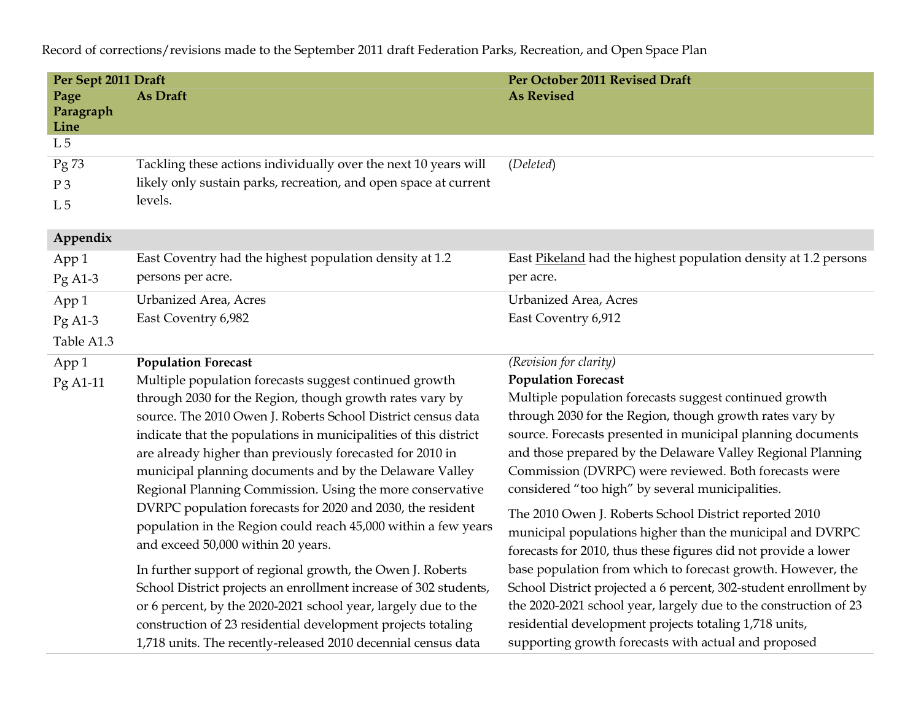Record of corrections/revisions made to the September 2011 draft Federation Parks, Recreation, and Open Space Plan

| Per Sept 2011 Draft | | Per October 2011 Revised Draft |
|---|---|---|
| **Page Paragraph Line** | **As Draft** | **As Revised** |
| L 5 | | |
| Pg 73<br>P 3<br>L 5 | Tackling these actions individually over the next 10 years will likely only sustain parks, recreation, and open space at current levels. | (*Deleted*) |
| **Appendix** | | |
| App 1<br>Pg A1-3 | East Coventry had the highest population density at 1.2 persons per acre. | East Pikeland had the highest population density at 1.2 persons per acre. |
| App 1<br>Pg A1-3<br>Table A1.3 | Urbanized Area, Acres<br>East Coventry 6,982 | Urbanized Area, Acres<br>East Coventry 6,912 |
| App 1<br>Pg A1-11 | **Population Forecast**<br>Multiple population forecasts suggest continued growth through 2030 for the Region, though growth rates vary by source. The 2010 Owen J. Roberts School District census data indicate that the populations in municipalities of this district are already higher than previously forecasted for 2010 in municipal planning documents and by the Delaware Valley Regional Planning Commission. Using the more conservative DVRPC population forecasts for 2020 and 2030, the resident population in the Region could reach 45,000 within a few years and exceed 50,000 within 20 years.<br><br>In further support of regional growth, the Owen J. Roberts School District projects an enrollment increase of 302 students, or 6 percent, by the 2020-2021 school year, largely due to the construction of 23 residential development projects totaling 1,718 units. The recently-released 2010 decennial census data | *(Revision for clarity)*<br>**Population Forecast**<br>Multiple population forecasts suggest continued growth through 2030 for the Region, though growth rates vary by source. Forecasts presented in municipal planning documents and those prepared by the Delaware Valley Regional Planning Commission (DVRPC) were reviewed. Both forecasts were considered "too high" by several municipalities.<br><br>The 2010 Owen J. Roberts School District reported 2010 municipal populations higher than the municipal and DVRPC forecasts for 2010, thus these figures did not provide a lower base population from which to forecast growth. However, the School District projected a 6 percent, 302-student enrollment by the 2020-2021 school year, largely due to the construction of 23 residential development projects totaling 1,718 units, supporting growth forecasts with actual and proposed |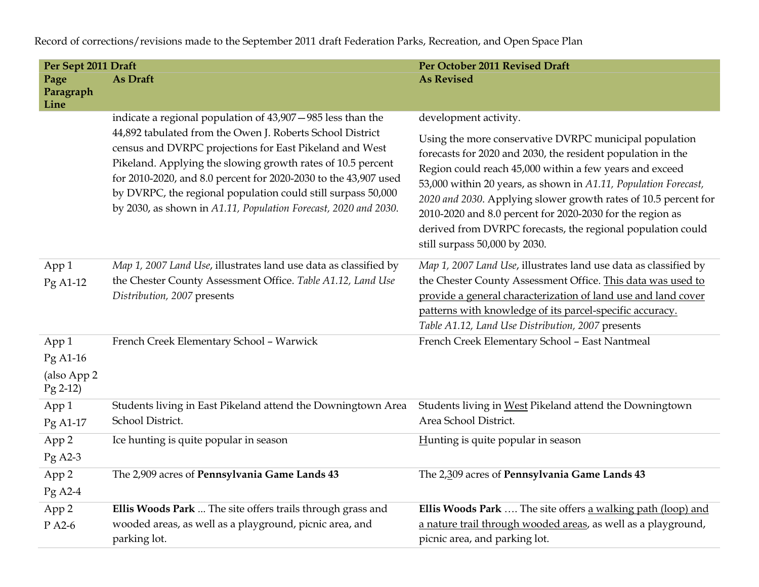Record of corrections/revisions made to the September 2011 draft Federation Parks, Recreation, and Open Space Plan

| Per Sept 2011 Draft | | Per October 2011 Revised Draft |
|---|---|---|
| Page Paragraph Line | As Draft | As Revised |
| | indicate a regional population of 43,907—985 less than the 44,892 tabulated from the Owen J. Roberts School District census and DVRPC projections for East Pikeland and West Pikeland. Applying the slowing growth rates of 10.5 percent for 2010-2020, and 8.0 percent for 2020-2030 to the 43,907 used by DVRPC, the regional population could still surpass 50,000 by 2030, as shown in *A1.11, Population Forecast, 2020 and 2030*. | development activity.<br><br>Using the more conservative DVRPC municipal population forecasts for 2020 and 2030, the resident population in the Region could reach 45,000 within a few years and exceed 53,000 within 20 years, as shown in *A1.11, Population Forecast, 2020 and 2030*. Applying slower growth rates of 10.5 percent for 2010-2020 and 8.0 percent for 2020-2030 for the region as derived from DVRPC forecasts, the regional population could still surpass 50,000 by 2030. |
| App 1<br>Pg A1-12 | *Map 1, 2007 Land Use*, illustrates land use data as classified by the Chester County Assessment Office. *Table A1.12, Land Use Distribution, 2007* presents | *Map 1, 2007 Land Use*, illustrates land use data as classified by the Chester County Assessment Office. <u>This data was used to provide a general characterization of land use and land cover patterns with knowledge of its parcel-specific accuracy.</u> *Table A1.12, Land Use Distribution, 2007* presents |
| App 1<br>Pg A1-16<br>(also App 2 Pg 2-12) | French Creek Elementary School – Warwick | French Creek Elementary School – East Nantmeal |
| App 1<br>Pg A1-17 | Students living in East Pikeland attend the Downingtown Area School District. | Students living in <u>West</u> Pikeland attend the Downingtown Area School District. |
| App 2<br>Pg A2-3 | Ice hunting is quite popular in season | <u>H</u>unting is quite popular in season |
| App 2<br>Pg A2-4 | The 2,909 acres of **Pennsylvania Game Lands 43** | The 2,<u>3</u>09 acres of **Pennsylvania Game Lands 43** |
| App 2<br>P A2-6 | **Ellis Woods Park** ... The site offers trails through grass and wooded areas, as well as a playground, picnic area, and parking lot. | **Ellis Woods Park** …. The site offers <u>a walking path (loop) and a nature trail through wooded areas</u>, as well as a playground, picnic area, and parking lot. |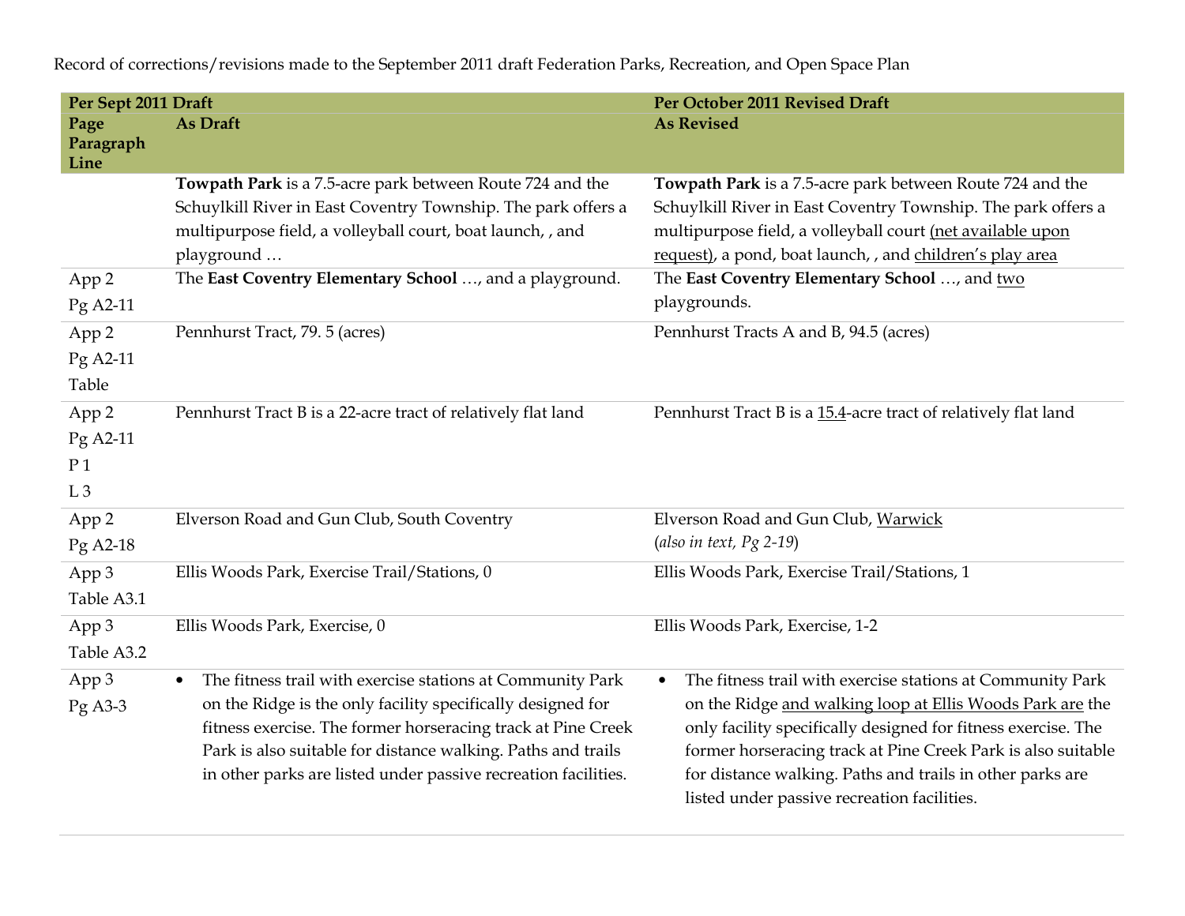Record of corrections/revisions made to the September 2011 draft Federation Parks, Recreation, and Open Space Plan

| Per Sept 2011 Draft | | Per October 2011 Revised Draft |
|---|---|---|
| **Page Paragraph Line** | **As Draft** | **As Revised** |
| | **Towpath Park** is a 7.5-acre park between Route 724 and the Schuylkill River in East Coventry Township. The park offers a multipurpose field, a volleyball court, boat launch, , and playground … | **Towpath Park** is a 7.5-acre park between Route 724 and the Schuylkill River in East Coventry Township. The park offers a multipurpose field, a volleyball court <u>(net available upon request)</u>, a pond, boat launch, , and <u>children's play area</u> |
| App 2 Pg A2-11 | The **East Coventry Elementary School** …, and a playground. | The **East Coventry Elementary School** …, and <u>two</u> playgrounds. |
| App 2 Pg A2-11 Table | Pennhurst Tract, 79. 5 (acres) | Pennhurst Tracts A and B, 94.5 (acres) |
| App 2 Pg A2-11 P 1 L 3 | Pennhurst Tract B is a 22-acre tract of relatively flat land | Pennhurst Tract B is a <u>15.4</u>-acre tract of relatively flat land |
| App 2 Pg A2-18 | Elverson Road and Gun Club, South Coventry | Elverson Road and Gun Club, <u>Warwick</u> (*also in text, Pg 2-19*) |
| App 3 Table A3.1 | Ellis Woods Park, Exercise Trail/Stations, 0 | Ellis Woods Park, Exercise Trail/Stations, 1 |
| App 3 Table A3.2 | Ellis Woods Park, Exercise, 0 | Ellis Woods Park, Exercise, 1-2 |
| App 3 Pg A3-3 | • The fitness trail with exercise stations at Community Park on the Ridge is the only facility specifically designed for fitness exercise. The former horseracing track at Pine Creek Park is also suitable for distance walking. Paths and trails in other parks are listed under passive recreation facilities. | • The fitness trail with exercise stations at Community Park on the Ridge <u>and walking loop at Ellis Woods Park are</u> the only facility specifically designed for fitness exercise. The former horseracing track at Pine Creek Park is also suitable for distance walking. Paths and trails in other parks are listed under passive recreation facilities. |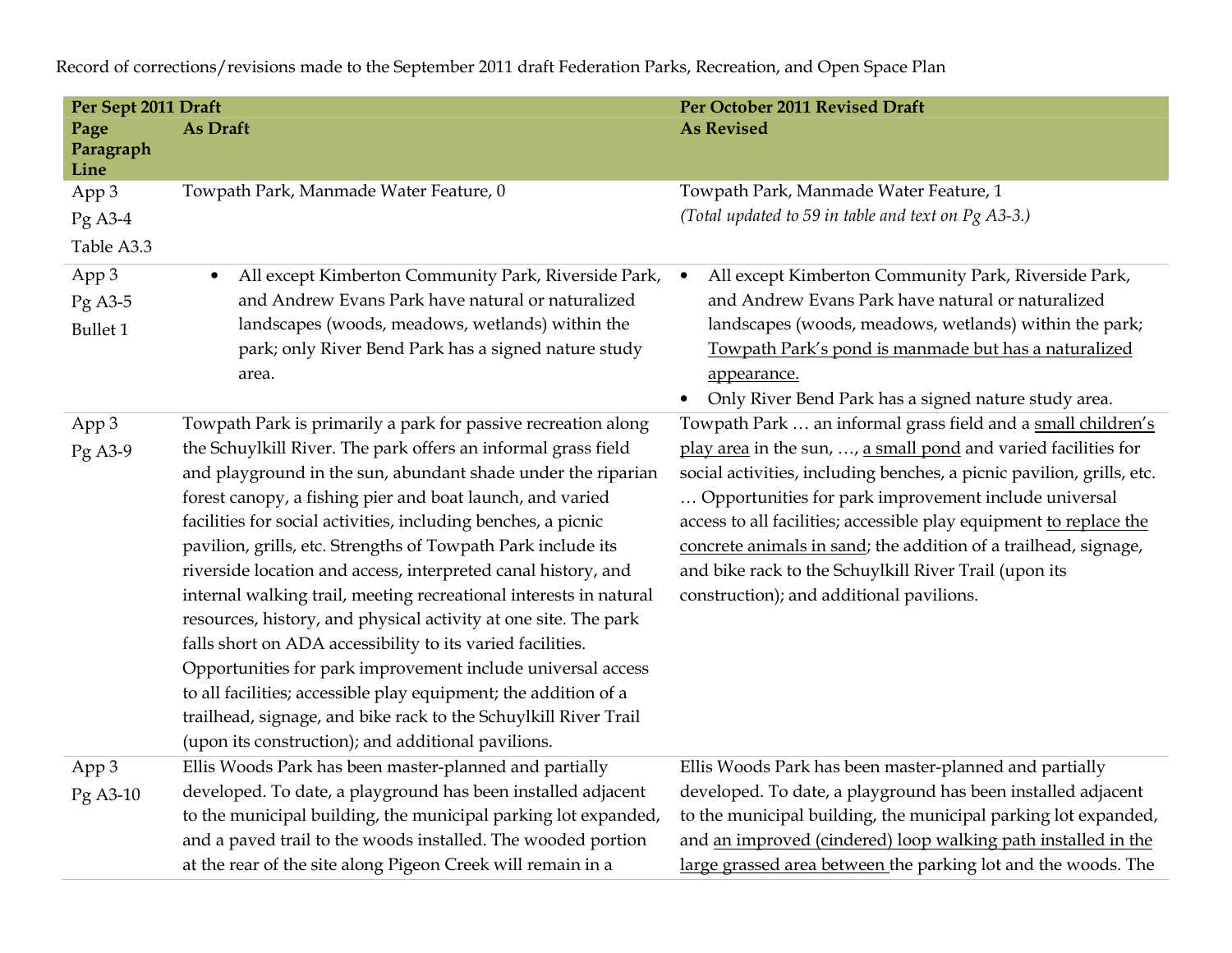Record of corrections/revisions made to the September 2011 draft Federation Parks, Recreation, and Open Space Plan

| Per Sept 2011 Draft | | Per October 2011 Revised Draft |
|---|---|---|
| **Page Paragraph Line** | **As Draft** | **As Revised** |
| App 3<br>Pg A3-4<br>Table A3.3 | Towpath Park, Manmade Water Feature, 0 | Towpath Park, Manmade Water Feature, 1<br>*(Total updated to 59 in table and text on Pg A3-3.)* |
| App 3<br>Pg A3-5<br>Bullet 1 | • All except Kimberton Community Park, Riverside Park, and Andrew Evans Park have natural or naturalized landscapes (woods, meadows, wetlands) within the park; only River Bend Park has a signed nature study area. | • All except Kimberton Community Park, Riverside Park, and Andrew Evans Park have natural or naturalized landscapes (woods, meadows, wetlands) within the park; <u>Towpath Park's pond is manmade but has a naturalized appearance.</u><br>• Only River Bend Park has a signed nature study area. |
| App 3<br>Pg A3-9 | Towpath Park is primarily a park for passive recreation along the Schuylkill River. The park offers an informal grass field and playground in the sun, abundant shade under the riparian forest canopy, a fishing pier and boat launch, and varied facilities for social activities, including benches, a picnic pavilion, grills, etc. Strengths of Towpath Park include its riverside location and access, interpreted canal history, and internal walking trail, meeting recreational interests in natural resources, history, and physical activity at one site. The park falls short on ADA accessibility to its varied facilities. Opportunities for park improvement include universal access to all facilities; accessible play equipment; the addition of a trailhead, signage, and bike rack to the Schuylkill River Trail (upon its construction); and additional pavilions. | Towpath Park … an informal grass field and a <u>small children's play area</u> in the sun, …, <u>a small pond</u> and varied facilities for social activities, including benches, a picnic pavilion, grills, etc. … Opportunities for park improvement include universal access to all facilities; accessible play equipment <u>to replace the concrete animals in sand</u>; the addition of a trailhead, signage, and bike rack to the Schuylkill River Trail (upon its construction); and additional pavilions. |
| App 3<br>Pg A3-10 | Ellis Woods Park has been master-planned and partially developed. To date, a playground has been installed adjacent to the municipal building, the municipal parking lot expanded, and a paved trail to the woods installed. The wooded portion at the rear of the site along Pigeon Creek will remain in a | Ellis Woods Park has been master-planned and partially developed. To date, a playground has been installed adjacent to the municipal building, the municipal parking lot expanded, and <u>an improved (cindered) loop walking path installed in the large grassed area between</u> the parking lot and the woods. The |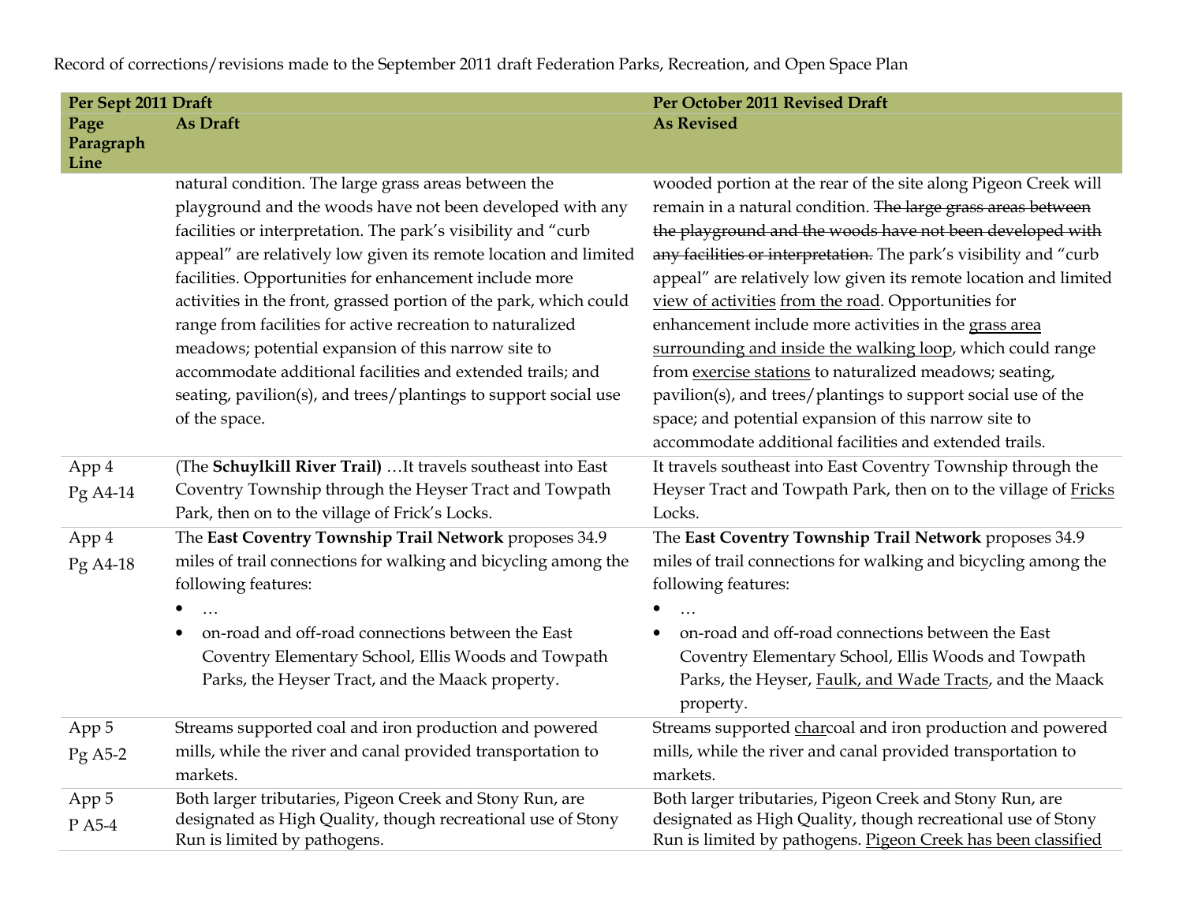Record of corrections/revisions made to the September 2011 draft Federation Parks, Recreation, and Open Space Plan

| Per Sept 2011 Draft | | Per October 2011 Revised Draft |
|---|---|---|
| Page Paragraph Line | As Draft | As Revised |
| | natural condition. The large grass areas between the playground and the woods have not been developed with any facilities or interpretation. The park's visibility and "curb appeal" are relatively low given its remote location and limited facilities. Opportunities for enhancement include more activities in the front, grassed portion of the park, which could range from facilities for active recreation to naturalized meadows; potential expansion of this narrow site to accommodate additional facilities and extended trails; and seating, pavilion(s), and trees/plantings to support social use of the space. | wooded portion at the rear of the site along Pigeon Creek will remain in a natural condition. ~~The large grass areas between the playground and the woods have not been developed with any facilities or interpretation.~~ The park's visibility and "curb appeal" are relatively low given its remote location and limited <u>view of activities</u> <u>from the road</u>. Opportunities for enhancement include more activities in the <u>grass area surrounding and inside the walking loop</u>, which could range from <u>exercise stations</u> to naturalized meadows; seating, pavilion(s), and trees/plantings to support social use of the space; and potential expansion of this narrow site to accommodate additional facilities and extended trails. |
| App 4<br>Pg A4-14 | (The **Schuylkill River Trail**) …It travels southeast into East Coventry Township through the Heyser Tract and Towpath Park, then on to the village of Frick's Locks. | It travels southeast into East Coventry Township through the Heyser Tract and Towpath Park, then on to the village of <u>Fricks</u> Locks. |
| App 4<br>Pg A4-18 | The **East Coventry Township Trail Network** proposes 34.9 miles of trail connections for walking and bicycling among the following features:<br>• …<br>• on-road and off-road connections between the East Coventry Elementary School, Ellis Woods and Towpath Parks, the Heyser Tract, and the Maack property. | The **East Coventry Township Trail Network** proposes 34.9 miles of trail connections for walking and bicycling among the following features:<br>• …<br>• on-road and off-road connections between the East Coventry Elementary School, Ellis Woods and Towpath Parks, the Heyser, <u>Faulk, and Wade Tracts</u>, and the Maack property. |
| App 5<br>Pg A5-2 | Streams supported coal and iron production and powered mills, while the river and canal provided transportation to markets. | Streams supported <u>char</u>coal and iron production and powered mills, while the river and canal provided transportation to markets. |
| App 5<br>P A5-4 | Both larger tributaries, Pigeon Creek and Stony Run, are designated as High Quality, though recreational use of Stony Run is limited by pathogens. | Both larger tributaries, Pigeon Creek and Stony Run, are designated as High Quality, though recreational use of Stony Run is limited by pathogens. <u>Pigeon Creek has been classified</u> |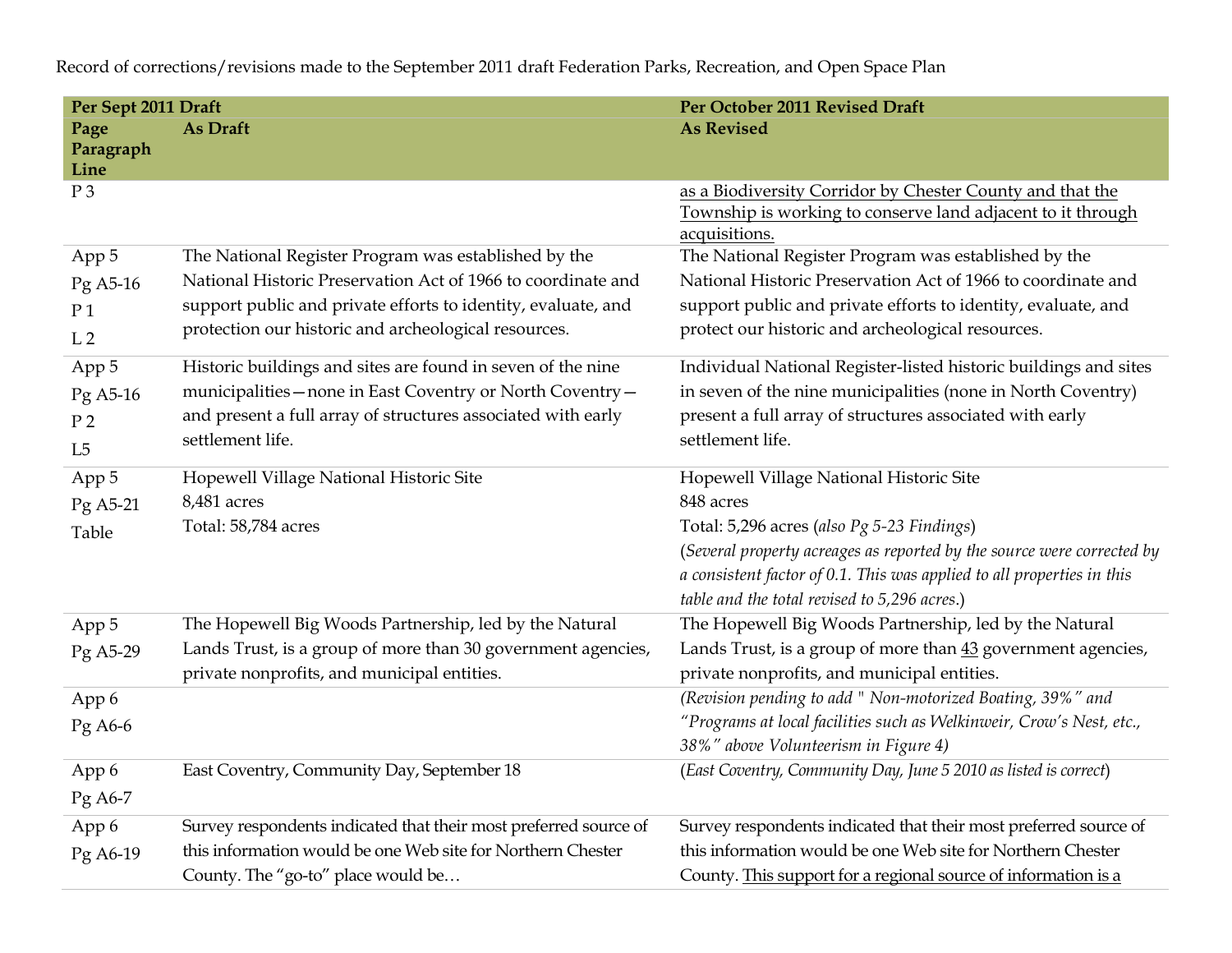Record of corrections/revisions made to the September 2011 draft Federation Parks, Recreation, and Open Space Plan

| Per Sept 2011 Draft | | Per October 2011 Revised Draft |
|---|---|---|
| **Page Paragraph Line** | **As Draft** | **As Revised** |
| P 3 | | <u>as a Biodiversity Corridor by Chester County and that the Township is working to conserve land adjacent to it through acquisitions.</u> |
| App 5 Pg A5-16 P 1 L 2 | The National Register Program was established by the National Historic Preservation Act of 1966 to coordinate and support public and private efforts to identity, evaluate, and protection our historic and archeological resources. | The National Register Program was established by the National Historic Preservation Act of 1966 to coordinate and support public and private efforts to identity, evaluate, and protect our historic and archeological resources. |
| App 5 Pg A5-16 P 2 L5 | Historic buildings and sites are found in seven of the nine municipalities—none in East Coventry or North Coventry—and present a full array of structures associated with early settlement life. | Individual National Register-listed historic buildings and sites in seven of the nine municipalities (none in North Coventry) present a full array of structures associated with early settlement life. |
| App 5 Pg A5-21 Table | Hopewell Village National Historic Site<br>8,481 acres<br>Total: 58,784 acres | Hopewell Village National Historic Site<br>848 acres<br>Total: 5,296 acres (*also Pg 5-23 Findings*)<br>(*Several property acreages as reported by the source were corrected by a consistent factor of 0.1. This was applied to all properties in this table and the total revised to 5,296 acres.*) |
| App 5 Pg A5-29 | The Hopewell Big Woods Partnership, led by the Natural Lands Trust, is a group of more than 30 government agencies, private nonprofits, and municipal entities. | The Hopewell Big Woods Partnership, led by the Natural Lands Trust, is a group of more than <u>43</u> government agencies, private nonprofits, and municipal entities. |
| App 6 Pg A6-6 | | *(Revision pending to add " Non-motorized Boating, 39%" and "Programs at local facilities such as Welkinweir, Crow's Nest, etc., 38%" above Volunteerism in Figure 4)* |
| App 6 Pg A6-7 | East Coventry, Community Day, September 18 | (*East Coventry, Community Day, June 5 2010 as listed is correct*) |
| App 6 Pg A6-19 | Survey respondents indicated that their most preferred source of this information would be one Web site for Northern Chester County. The "go-to" place would be… | Survey respondents indicated that their most preferred source of this information would be one Web site for Northern Chester County. <u>This support for a regional source of information is a</u> |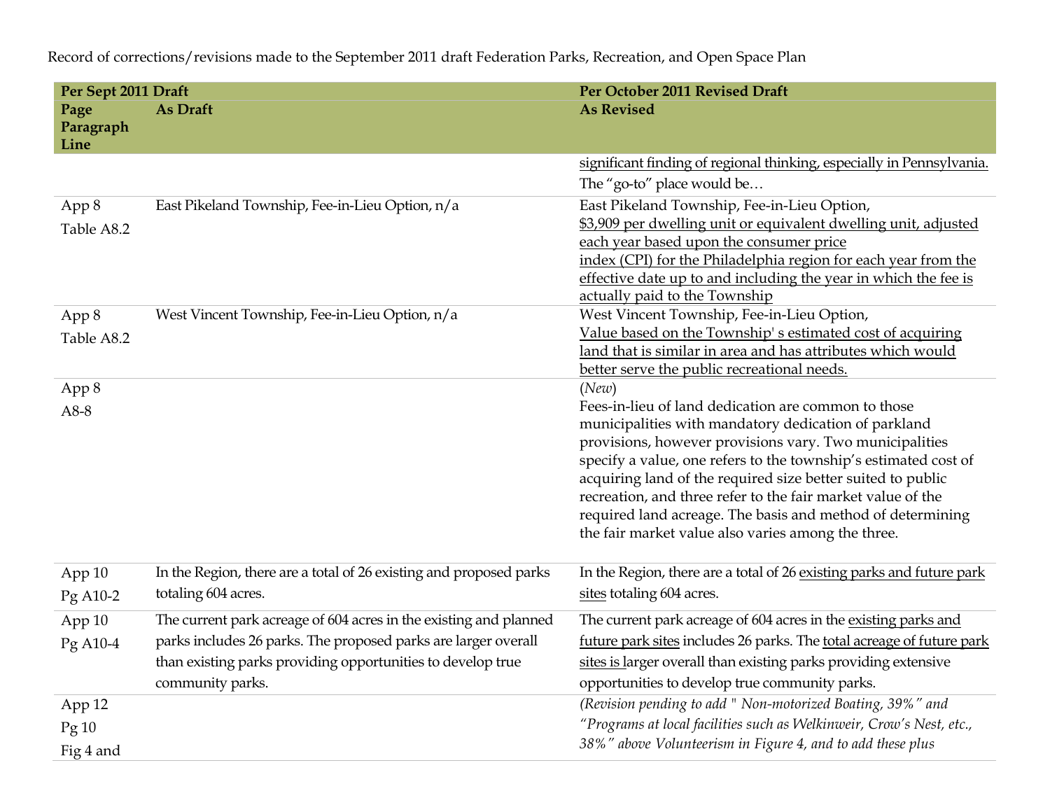Record of corrections/revisions made to the September 2011 draft Federation Parks, Recreation, and Open Space Plan

| Per Sept 2011 Draft | | Per October 2011 Revised Draft |
|---|---|---|
| Page Paragraph Line | As Draft | As Revised |
| | | significant finding of regional thinking, especially in Pennsylvania. The "go-to" place would be… |
| App 8 Table A8.2 | East Pikeland Township, Fee-in-Lieu Option, n/a | East Pikeland Township, Fee-in-Lieu Option, $3,909 per dwelling unit or equivalent dwelling unit, adjusted each year based upon the consumer price index (CPI) for the Philadelphia region for each year from the effective date up to and including the year in which the fee is actually paid to the Township |
| App 8 Table A8.2 | West Vincent Township, Fee-in-Lieu Option, n/a | West Vincent Township, Fee-in-Lieu Option, Value based on the Township' s estimated cost of acquiring land that is similar in area and has attributes which would better serve the public recreational needs. |
| App 8 A8-8 | | (*New*) Fees-in-lieu of land dedication are common to those municipalities with mandatory dedication of parkland provisions, however provisions vary. Two municipalities specify a value, one refers to the township's estimated cost of acquiring land of the required size better suited to public recreation, and three refer to the fair market value of the required land acreage. The basis and method of determining the fair market value also varies among the three. |
| App 10 Pg A10-2 | In the Region, there are a total of 26 existing and proposed parks totaling 604 acres. | In the Region, there are a total of 26 existing parks and future park sites totaling 604 acres. |
| App 10 Pg A10-4 | The current park acreage of 604 acres in the existing and planned parks includes 26 parks. The proposed parks are larger overall than existing parks providing opportunities to develop true community parks. | The current park acreage of 604 acres in the existing parks and future park sites includes 26 parks. The total acreage of future park sites is larger overall than existing parks providing extensive opportunities to develop true community parks. |
| App 12 Pg 10 Fig 4 and | | *(Revision pending to add " Non-motorized Boating, 39%" and "Programs at local facilities such as Welkinweir, Crow's Nest, etc., 38%" above Volunteerism in Figure 4, and to add these plus* |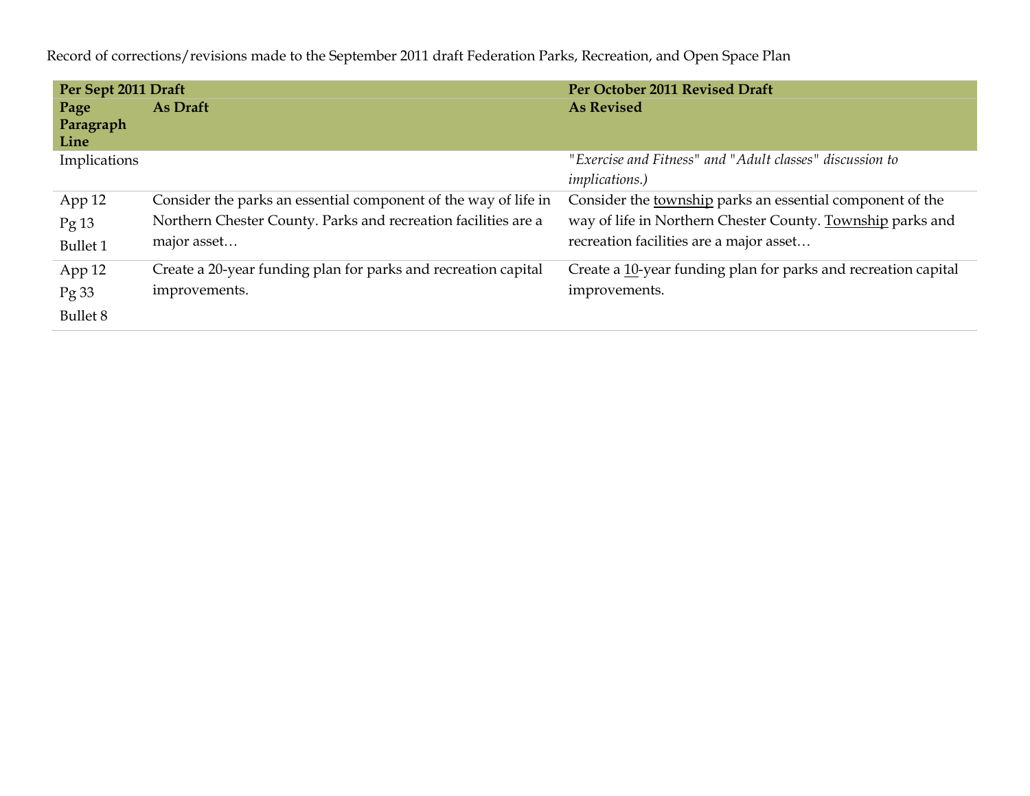Record of corrections/revisions made to the September 2011 draft Federation Parks, Recreation, and Open Space Plan

| Per Sept 2011 Draft | | Per October 2011 Revised Draft |
|---|---|---|
| **Page Paragraph Line** | **As Draft** | **As Revised** |
| Implications | | *"Exercise and Fitness" and "Adult classes" discussion to implications.)* |
| App 12 Pg 13 Bullet 1 | Consider the parks an essential component of the way of life in Northern Chester County. Parks and recreation facilities are a major asset… | Consider the township parks an essential component of the way of life in Northern Chester County. Township parks and recreation facilities are a major asset… |
| App 12 Pg 33 Bullet 8 | Create a 20-year funding plan for parks and recreation capital improvements. | Create a 10-year funding plan for parks and recreation capital improvements. |